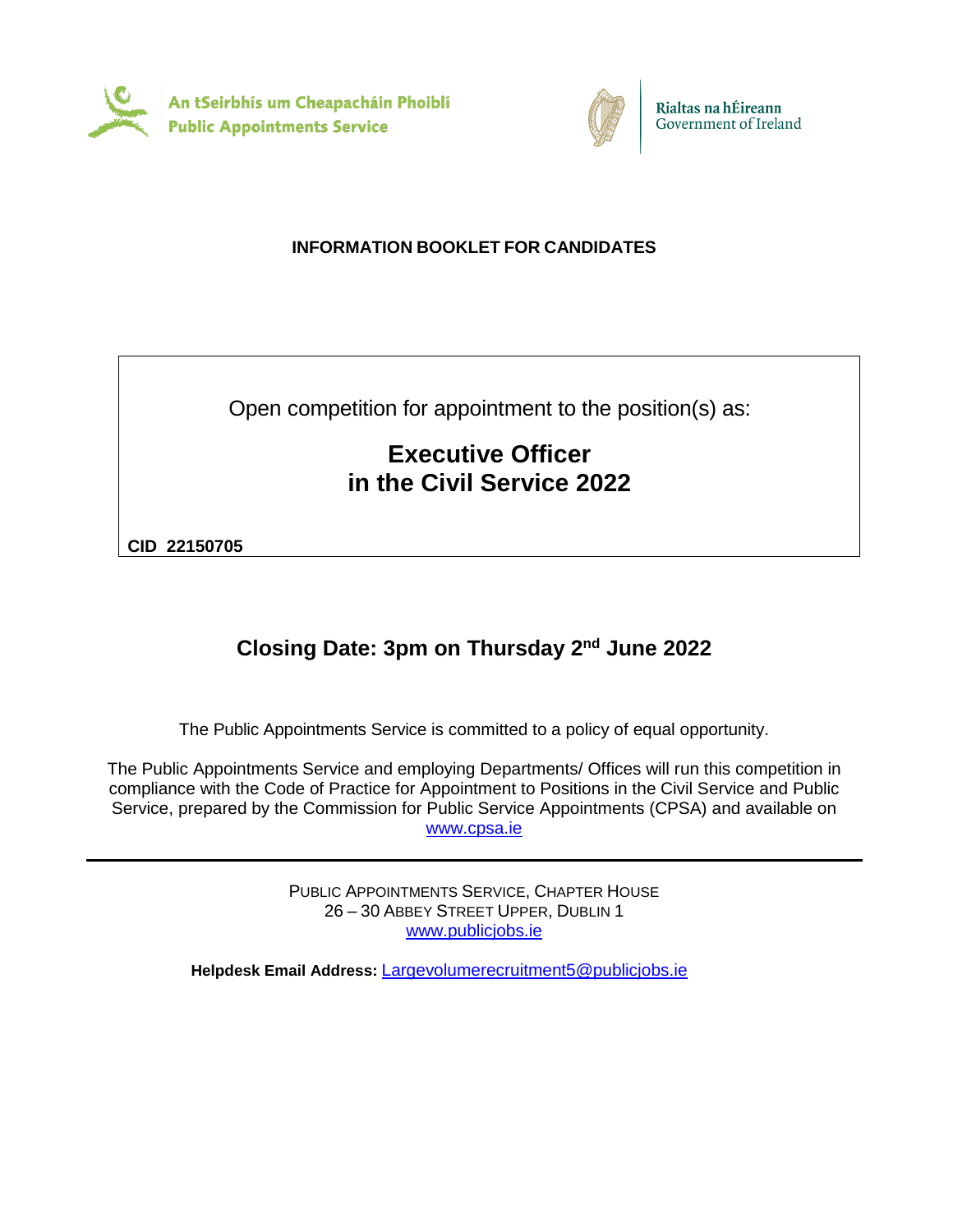An tSeirbhís um Cheapacháin Phoiblí
Public Appointments Service

Rialtas na hÉireann
Government of Ireland

**INFORMATION BOOKLET FOR CANDIDATES**

Open competition for appointment to the position(s) as:

# Executive Officer in the Civil Service 2022

**CID 22150705**

## Closing Date: 3pm on Thursday 2nd June 2022

The Public Appointments Service is committed to a policy of equal opportunity.

The Public Appointments Service and employing Departments/ Offices will run this competition in compliance with the Code of Practice for Appointment to Positions in the Civil Service and Public Service, prepared by the Commission for Public Service Appointments (CPSA) and available on www.cpsa.ie

---

PUBLIC APPOINTMENTS SERVICE, CHAPTER HOUSE
26 – 30 ABBEY STREET UPPER, DUBLIN 1
www.publicjobs.ie

**Helpdesk Email Address:** Largevolumerecruitment5@publicjobs.ie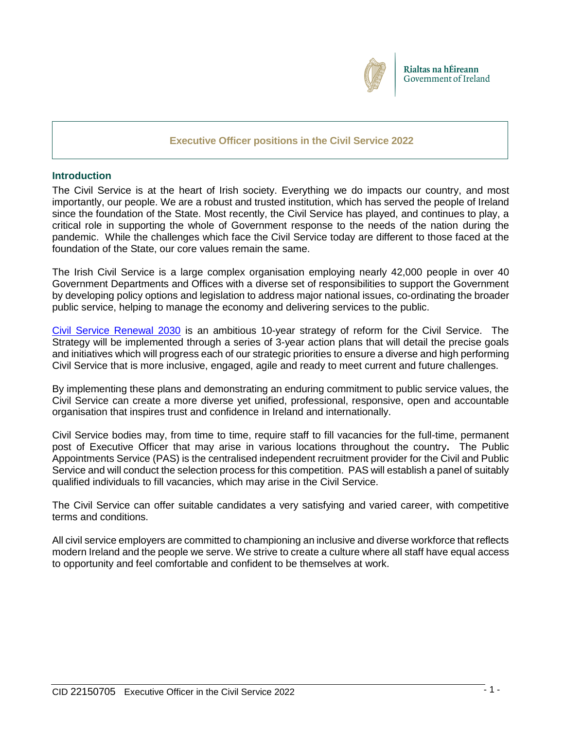Rialtas na hÉireann
Government of Ireland

# Executive Officer positions in the Civil Service 2022

## Introduction

The Civil Service is at the heart of Irish society. Everything we do impacts our country, and most importantly, our people. We are a robust and trusted institution, which has served the people of Ireland since the foundation of the State. Most recently, the Civil Service has played, and continues to play, a critical role in supporting the whole of Government response to the needs of the nation during the pandemic. While the challenges which face the Civil Service today are different to those faced at the foundation of the State, our core values remain the same.

The Irish Civil Service is a large complex organisation employing nearly 42,000 people in over 40 Government Departments and Offices with a diverse set of responsibilities to support the Government by developing policy options and legislation to address major national issues, co-ordinating the broader public service, helping to manage the economy and delivering services to the public.

Civil Service Renewal 2030 is an ambitious 10-year strategy of reform for the Civil Service. The Strategy will be implemented through a series of 3-year action plans that will detail the precise goals and initiatives which will progress each of our strategic priorities to ensure a diverse and high performing Civil Service that is more inclusive, engaged, agile and ready to meet current and future challenges.

By implementing these plans and demonstrating an enduring commitment to public service values, the Civil Service can create a more diverse yet unified, professional, responsive, open and accountable organisation that inspires trust and confidence in Ireland and internationally.

Civil Service bodies may, from time to time, require staff to fill vacancies for the full-time, permanent post of Executive Officer that may arise in various locations throughout the country**.** The Public Appointments Service (PAS) is the centralised independent recruitment provider for the Civil and Public Service and will conduct the selection process for this competition. PAS will establish a panel of suitably qualified individuals to fill vacancies, which may arise in the Civil Service.

The Civil Service can offer suitable candidates a very satisfying and varied career, with competitive terms and conditions.

All civil service employers are committed to championing an inclusive and diverse workforce that reflects modern Ireland and the people we serve. We strive to create a culture where all staff have equal access to opportunity and feel comfortable and confident to be themselves at work.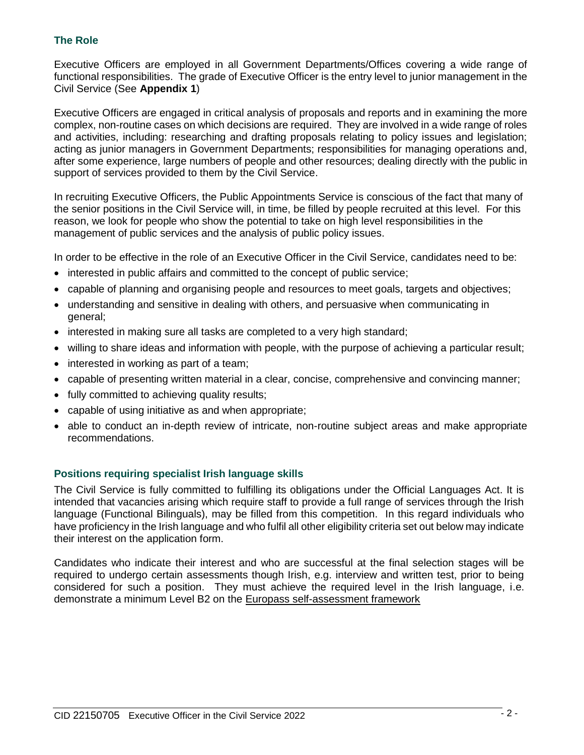## The Role

Executive Officers are employed in all Government Departments/Offices covering a wide range of functional responsibilities. The grade of Executive Officer is the entry level to junior management in the Civil Service (See **Appendix 1**)

Executive Officers are engaged in critical analysis of proposals and reports and in examining the more complex, non-routine cases on which decisions are required. They are involved in a wide range of roles and activities, including: researching and drafting proposals relating to policy issues and legislation; acting as junior managers in Government Departments; responsibilities for managing operations and, after some experience, large numbers of people and other resources; dealing directly with the public in support of services provided to them by the Civil Service.

In recruiting Executive Officers, the Public Appointments Service is conscious of the fact that many of the senior positions in the Civil Service will, in time, be filled by people recruited at this level. For this reason, we look for people who show the potential to take on high level responsibilities in the management of public services and the analysis of public policy issues.

In order to be effective in the role of an Executive Officer in the Civil Service, candidates need to be:

- interested in public affairs and committed to the concept of public service;
- capable of planning and organising people and resources to meet goals, targets and objectives;
- understanding and sensitive in dealing with others, and persuasive when communicating in general;
- interested in making sure all tasks are completed to a very high standard;
- willing to share ideas and information with people, with the purpose of achieving a particular result;
- interested in working as part of a team;
- capable of presenting written material in a clear, concise, comprehensive and convincing manner;
- fully committed to achieving quality results;
- capable of using initiative as and when appropriate;
- able to conduct an in-depth review of intricate, non-routine subject areas and make appropriate recommendations.

### Positions requiring specialist Irish language skills

The Civil Service is fully committed to fulfilling its obligations under the Official Languages Act. It is intended that vacancies arising which require staff to provide a full range of services through the Irish language (Functional Bilinguals), may be filled from this competition. In this regard individuals who have proficiency in the Irish language and who fulfil all other eligibility criteria set out below may indicate their interest on the application form.

Candidates who indicate their interest and who are successful at the final selection stages will be required to undergo certain assessments though Irish, e.g. interview and written test, prior to being considered for such a position. They must achieve the required level in the Irish language, i.e. demonstrate a minimum Level B2 on the Europass self-assessment framework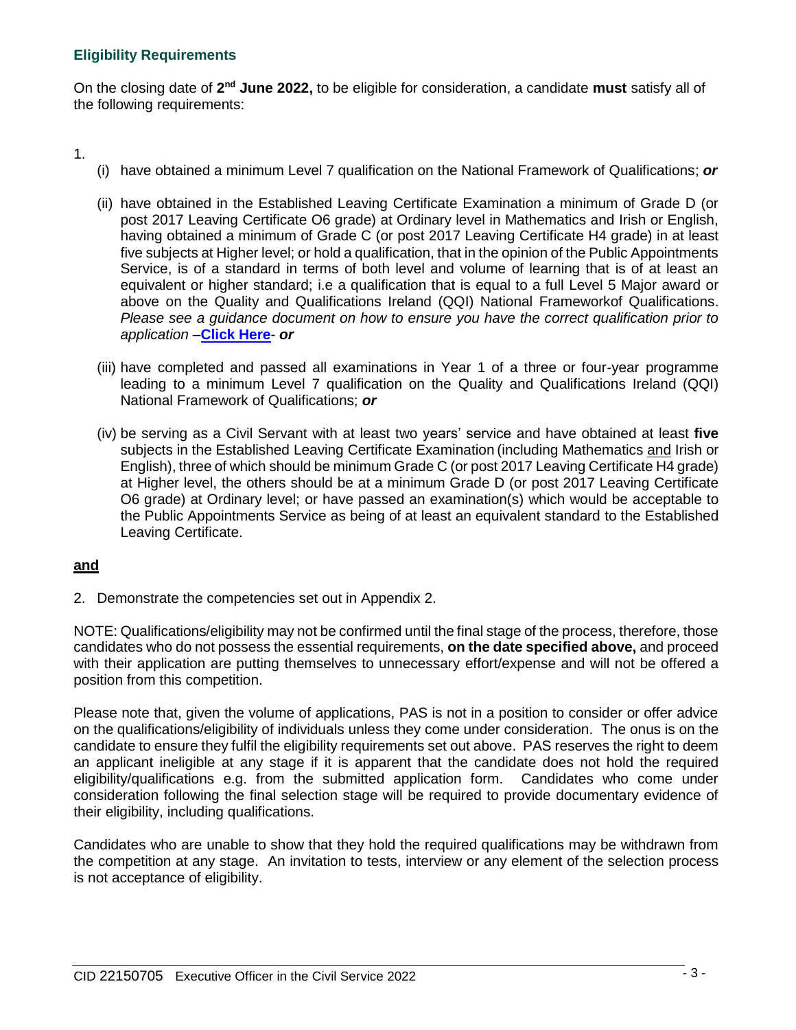### Eligibility Requirements

On the closing date of **2nd June 2022,** to be eligible for consideration, a candidate **must** satisfy all of the following requirements:

1.
   (i) have obtained a minimum Level 7 qualification on the National Framework of Qualifications; ***or***

   (ii) have obtained in the Established Leaving Certificate Examination a minimum of Grade D (or post 2017 Leaving Certificate O6 grade) at Ordinary level in Mathematics and Irish or English, having obtained a minimum of Grade C (or post 2017 Leaving Certificate H4 grade) in at least five subjects at Higher level; or hold a qualification, that in the opinion of the Public Appointments Service, is of a standard in terms of both level and volume of learning that is of at least an equivalent or higher standard; i.e a qualification that is equal to a full Level 5 Major award or above on the Quality and Qualifications Ireland (QQI) National Frameworkof Qualifications. *Please see a guidance document on how to ensure you have the correct qualification prior to application* –**Click Here**- ***or***

   (iii) have completed and passed all examinations in Year 1 of a three or four-year programme leading to a minimum Level 7 qualification on the Quality and Qualifications Ireland (QQI) National Framework of Qualifications; ***or***

   (iv) be serving as a Civil Servant with at least two years' service and have obtained at least **five** subjects in the Established Leaving Certificate Examination (including Mathematics and Irish or English), three of which should be minimum Grade C (or post 2017 Leaving Certificate H4 grade) at Higher level, the others should be at a minimum Grade D (or post 2017 Leaving Certificate O6 grade) at Ordinary level; or have passed an examination(s) which would be acceptable to the Public Appointments Service as being of at least an equivalent standard to the Established Leaving Certificate.

**and**

2. Demonstrate the competencies set out in Appendix 2.

NOTE: Qualifications/eligibility may not be confirmed until the final stage of the process, therefore, those candidates who do not possess the essential requirements, **on the date specified above,** and proceed with their application are putting themselves to unnecessary effort/expense and will not be offered a position from this competition.

Please note that, given the volume of applications, PAS is not in a position to consider or offer advice on the qualifications/eligibility of individuals unless they come under consideration. The onus is on the candidate to ensure they fulfil the eligibility requirements set out above. PAS reserves the right to deem an applicant ineligible at any stage if it is apparent that the candidate does not hold the required eligibility/qualifications e.g. from the submitted application form. Candidates who come under consideration following the final selection stage will be required to provide documentary evidence of their eligibility, including qualifications.

Candidates who are unable to show that they hold the required qualifications may be withdrawn from the competition at any stage. An invitation to tests, interview or any element of the selection process is not acceptance of eligibility.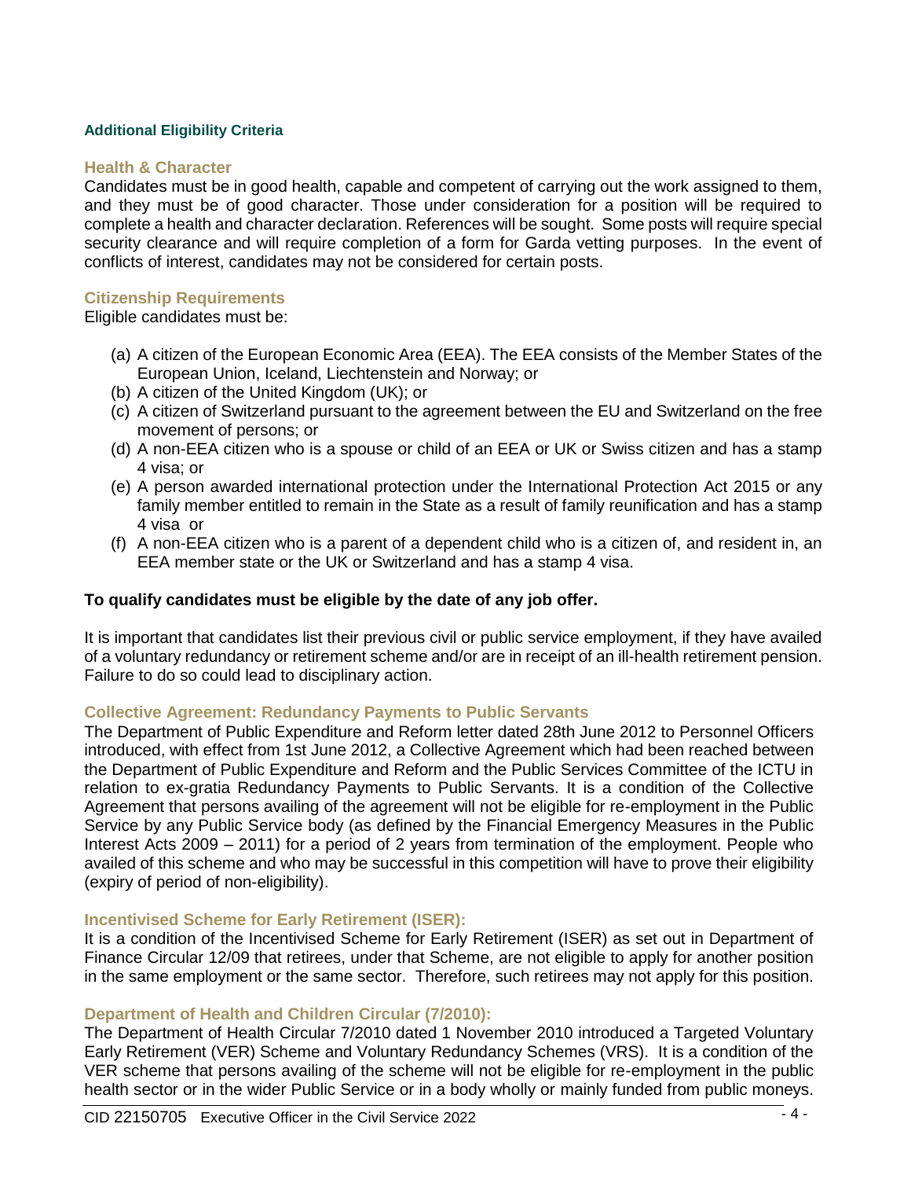## Additional Eligibility Criteria

### Health & Character

Candidates must be in good health, capable and competent of carrying out the work assigned to them, and they must be of good character. Those under consideration for a position will be required to complete a health and character declaration. References will be sought. Some posts will require special security clearance and will require completion of a form for Garda vetting purposes. In the event of conflicts of interest, candidates may not be considered for certain posts.

### Citizenship Requirements

Eligible candidates must be:

(a) A citizen of the European Economic Area (EEA). The EEA consists of the Member States of the European Union, Iceland, Liechtenstein and Norway; or
(b) A citizen of the United Kingdom (UK); or
(c) A citizen of Switzerland pursuant to the agreement between the EU and Switzerland on the free movement of persons; or
(d) A non-EEA citizen who is a spouse or child of an EEA or UK or Swiss citizen and has a stamp 4 visa; or
(e) A person awarded international protection under the International Protection Act 2015 or any family member entitled to remain in the State as a result of family reunification and has a stamp 4 visa or
(f) A non-EEA citizen who is a parent of a dependent child who is a citizen of, and resident in, an EEA member state or the UK or Switzerland and has a stamp 4 visa.

**To qualify candidates must be eligible by the date of any job offer.**

It is important that candidates list their previous civil or public service employment, if they have availed of a voluntary redundancy or retirement scheme and/or are in receipt of an ill-health retirement pension. Failure to do so could lead to disciplinary action.

### Collective Agreement: Redundancy Payments to Public Servants

The Department of Public Expenditure and Reform letter dated 28th June 2012 to Personnel Officers introduced, with effect from 1st June 2012, a Collective Agreement which had been reached between the Department of Public Expenditure and Reform and the Public Services Committee of the ICTU in relation to ex-gratia Redundancy Payments to Public Servants. It is a condition of the Collective Agreement that persons availing of the agreement will not be eligible for re-employment in the Public Service by any Public Service body (as defined by the Financial Emergency Measures in the Public Interest Acts 2009 – 2011) for a period of 2 years from termination of the employment. People who availed of this scheme and who may be successful in this competition will have to prove their eligibility (expiry of period of non-eligibility).

### Incentivised Scheme for Early Retirement (ISER):

It is a condition of the Incentivised Scheme for Early Retirement (ISER) as set out in Department of Finance Circular 12/09 that retirees, under that Scheme, are not eligible to apply for another position in the same employment or the same sector. Therefore, such retirees may not apply for this position.

### Department of Health and Children Circular (7/2010):

The Department of Health Circular 7/2010 dated 1 November 2010 introduced a Targeted Voluntary Early Retirement (VER) Scheme and Voluntary Redundancy Schemes (VRS). It is a condition of the VER scheme that persons availing of the scheme will not be eligible for re-employment in the public health sector or in the wider Public Service or in a body wholly or mainly funded from public moneys.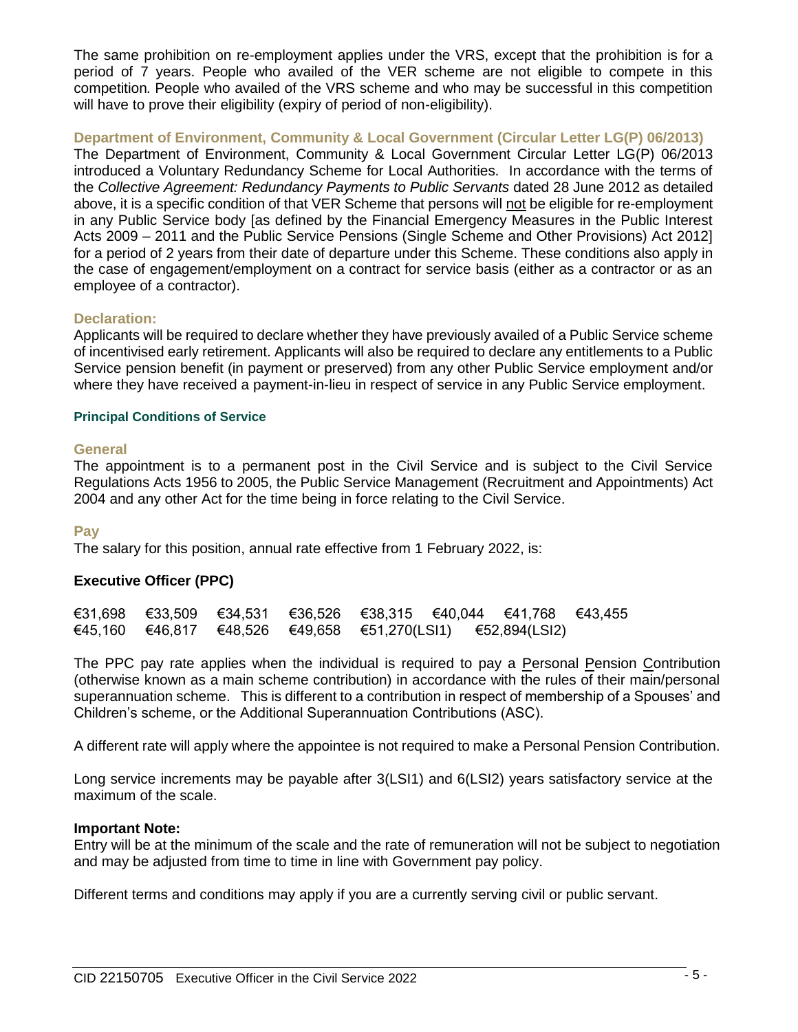The same prohibition on re-employment applies under the VRS, except that the prohibition is for a period of 7 years. People who availed of the VER scheme are not eligible to compete in this competition. People who availed of the VRS scheme and who may be successful in this competition will have to prove their eligibility (expiry of period of non-eligibility).

### Department of Environment, Community & Local Government (Circular Letter LG(P) 06/2013)

The Department of Environment, Community & Local Government Circular Letter LG(P) 06/2013 introduced a Voluntary Redundancy Scheme for Local Authorities. In accordance with the terms of the *Collective Agreement: Redundancy Payments to Public Servants* dated 28 June 2012 as detailed above, it is a specific condition of that VER Scheme that persons will not be eligible for re-employment in any Public Service body [as defined by the Financial Emergency Measures in the Public Interest Acts 2009 – 2011 and the Public Service Pensions (Single Scheme and Other Provisions) Act 2012] for a period of 2 years from their date of departure under this Scheme. These conditions also apply in the case of engagement/employment on a contract for service basis (either as a contractor or as an employee of a contractor).

### Declaration:

Applicants will be required to declare whether they have previously availed of a Public Service scheme of incentivised early retirement. Applicants will also be required to declare any entitlements to a Public Service pension benefit (in payment or preserved) from any other Public Service employment and/or where they have received a payment-in-lieu in respect of service in any Public Service employment.

## Principal Conditions of Service

### General

The appointment is to a permanent post in the Civil Service and is subject to the Civil Service Regulations Acts 1956 to 2005, the Public Service Management (Recruitment and Appointments) Act 2004 and any other Act for the time being in force relating to the Civil Service.

### Pay

The salary for this position, annual rate effective from 1 February 2022, is:

**Executive Officer (PPC)**

€31,698 €33,509 €34,531 €36,526 €38,315 €40,044 €41,768 €43,455
€45,160 €46,817 €48,526 €49,658 €51,270(LSI1) €52,894(LSI2)

The PPC pay rate applies when the individual is required to pay a Personal Pension Contribution (otherwise known as a main scheme contribution) in accordance with the rules of their main/personal superannuation scheme. This is different to a contribution in respect of membership of a Spouses' and Children's scheme, or the Additional Superannuation Contributions (ASC).

A different rate will apply where the appointee is not required to make a Personal Pension Contribution.

Long service increments may be payable after 3(LSI1) and 6(LSI2) years satisfactory service at the maximum of the scale.

**Important Note:**
Entry will be at the minimum of the scale and the rate of remuneration will not be subject to negotiation and may be adjusted from time to time in line with Government pay policy.

Different terms and conditions may apply if you are a currently serving civil or public servant.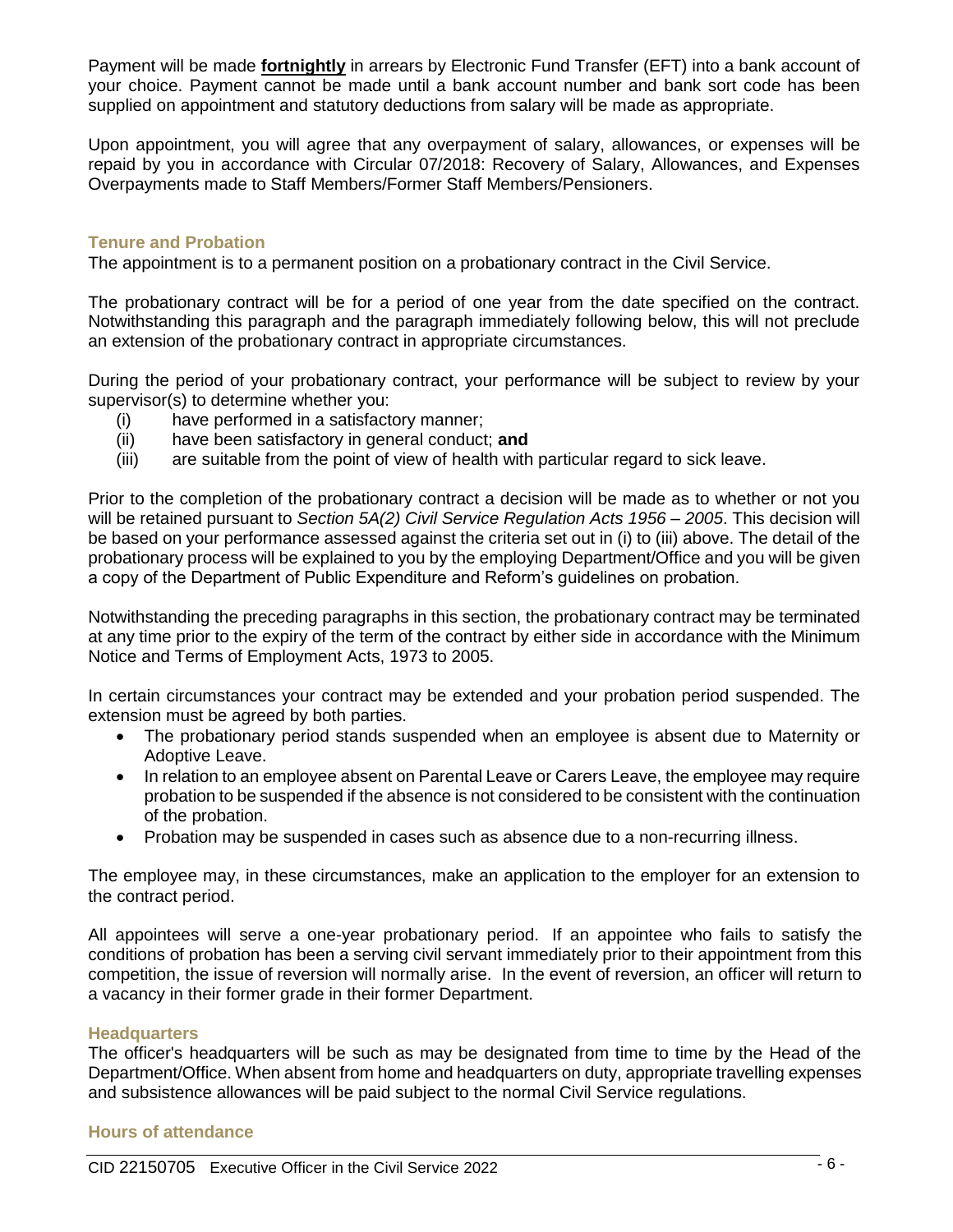Payment will be made **fortnightly** in arrears by Electronic Fund Transfer (EFT) into a bank account of your choice. Payment cannot be made until a bank account number and bank sort code has been supplied on appointment and statutory deductions from salary will be made as appropriate.

Upon appointment, you will agree that any overpayment of salary, allowances, or expenses will be repaid by you in accordance with Circular 07/2018: Recovery of Salary, Allowances, and Expenses Overpayments made to Staff Members/Former Staff Members/Pensioners.

### Tenure and Probation

The appointment is to a permanent position on a probationary contract in the Civil Service.

The probationary contract will be for a period of one year from the date specified on the contract. Notwithstanding this paragraph and the paragraph immediately following below, this will not preclude an extension of the probationary contract in appropriate circumstances.

During the period of your probationary contract, your performance will be subject to review by your supervisor(s) to determine whether you:

(i) have performed in a satisfactory manner;
(ii) have been satisfactory in general conduct; **and**
(iii) are suitable from the point of view of health with particular regard to sick leave.

Prior to the completion of the probationary contract a decision will be made as to whether or not you will be retained pursuant to *Section 5A(2) Civil Service Regulation Acts 1956 – 2005*. This decision will be based on your performance assessed against the criteria set out in (i) to (iii) above. The detail of the probationary process will be explained to you by the employing Department/Office and you will be given a copy of the Department of Public Expenditure and Reform's guidelines on probation.

Notwithstanding the preceding paragraphs in this section, the probationary contract may be terminated at any time prior to the expiry of the term of the contract by either side in accordance with the Minimum Notice and Terms of Employment Acts, 1973 to 2005.

In certain circumstances your contract may be extended and your probation period suspended. The extension must be agreed by both parties.

- The probationary period stands suspended when an employee is absent due to Maternity or Adoptive Leave.
- In relation to an employee absent on Parental Leave or Carers Leave, the employee may require probation to be suspended if the absence is not considered to be consistent with the continuation of the probation.
- Probation may be suspended in cases such as absence due to a non-recurring illness.

The employee may, in these circumstances, make an application to the employer for an extension to the contract period.

All appointees will serve a one-year probationary period. If an appointee who fails to satisfy the conditions of probation has been a serving civil servant immediately prior to their appointment from this competition, the issue of reversion will normally arise. In the event of reversion, an officer will return to a vacancy in their former grade in their former Department.

### Headquarters

The officer's headquarters will be such as may be designated from time to time by the Head of the Department/Office. When absent from home and headquarters on duty, appropriate travelling expenses and subsistence allowances will be paid subject to the normal Civil Service regulations.

### Hours of attendance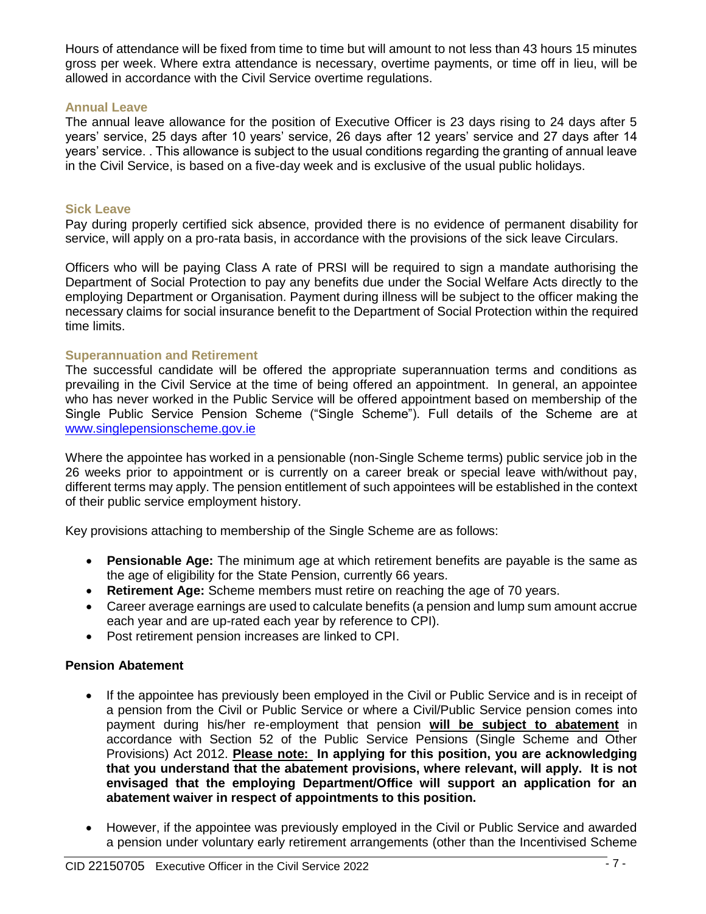Hours of attendance will be fixed from time to time but will amount to not less than 43 hours 15 minutes gross per week. Where extra attendance is necessary, overtime payments, or time off in lieu, will be allowed in accordance with the Civil Service overtime regulations.

### Annual Leave

The annual leave allowance for the position of Executive Officer is 23 days rising to 24 days after 5 years' service, 25 days after 10 years' service, 26 days after 12 years' service and 27 days after 14 years' service. . This allowance is subject to the usual conditions regarding the granting of annual leave in the Civil Service, is based on a five-day week and is exclusive of the usual public holidays.

### Sick Leave

Pay during properly certified sick absence, provided there is no evidence of permanent disability for service, will apply on a pro-rata basis, in accordance with the provisions of the sick leave Circulars.

Officers who will be paying Class A rate of PRSI will be required to sign a mandate authorising the Department of Social Protection to pay any benefits due under the Social Welfare Acts directly to the employing Department or Organisation. Payment during illness will be subject to the officer making the necessary claims for social insurance benefit to the Department of Social Protection within the required time limits.

### Superannuation and Retirement

The successful candidate will be offered the appropriate superannuation terms and conditions as prevailing in the Civil Service at the time of being offered an appointment. In general, an appointee who has never worked in the Public Service will be offered appointment based on membership of the Single Public Service Pension Scheme ("Single Scheme"). Full details of the Scheme are at [www.singlepensionscheme.gov.ie](http://www.singlepensionscheme.gov.ie)

Where the appointee has worked in a pensionable (non-Single Scheme terms) public service job in the 26 weeks prior to appointment or is currently on a career break or special leave with/without pay, different terms may apply. The pension entitlement of such appointees will be established in the context of their public service employment history.

Key provisions attaching to membership of the Single Scheme are as follows:

- **Pensionable Age:** The minimum age at which retirement benefits are payable is the same as the age of eligibility for the State Pension, currently 66 years.
- **Retirement Age:** Scheme members must retire on reaching the age of 70 years.
- Career average earnings are used to calculate benefits (a pension and lump sum amount accrue each year and are up-rated each year by reference to CPI).
- Post retirement pension increases are linked to CPI.

**Pension Abatement**

- If the appointee has previously been employed in the Civil or Public Service and is in receipt of a pension from the Civil or Public Service or where a Civil/Public Service pension comes into payment during his/her re-employment that pension **will be subject to abatement** in accordance with Section 52 of the Public Service Pensions (Single Scheme and Other Provisions) Act 2012. **Please note: In applying for this position, you are acknowledging that you understand that the abatement provisions, where relevant, will apply. It is not envisaged that the employing Department/Office will support an application for an abatement waiver in respect of appointments to this position.**

- However, if the appointee was previously employed in the Civil or Public Service and awarded a pension under voluntary early retirement arrangements (other than the Incentivised Scheme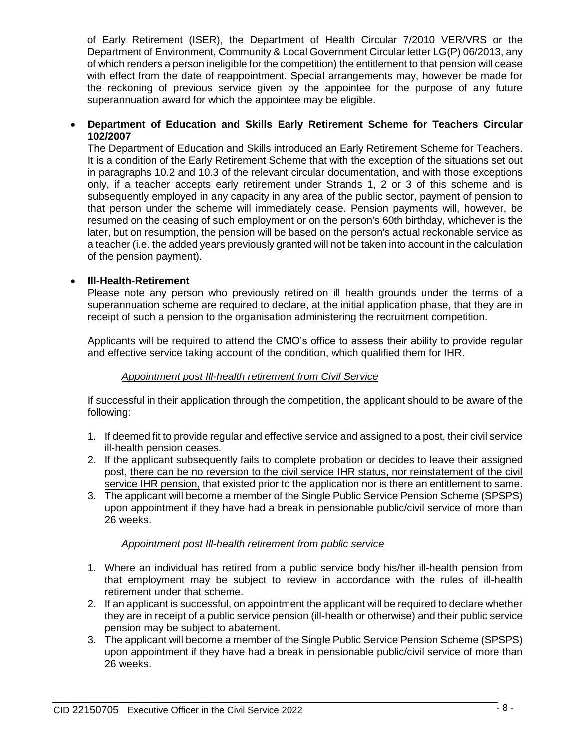of Early Retirement (ISER), the Department of Health Circular 7/2010 VER/VRS or the Department of Environment, Community & Local Government Circular letter LG(P) 06/2013, any of which renders a person ineligible for the competition) the entitlement to that pension will cease with effect from the date of reappointment. Special arrangements may, however be made for the reckoning of previous service given by the appointee for the purpose of any future superannuation award for which the appointee may be eligible.

- **Department of Education and Skills Early Retirement Scheme for Teachers Circular 102/2007**

  The Department of Education and Skills introduced an Early Retirement Scheme for Teachers. It is a condition of the Early Retirement Scheme that with the exception of the situations set out in paragraphs 10.2 and 10.3 of the relevant circular documentation, and with those exceptions only, if a teacher accepts early retirement under Strands 1, 2 or 3 of this scheme and is subsequently employed in any capacity in any area of the public sector, payment of pension to that person under the scheme will immediately cease. Pension payments will, however, be resumed on the ceasing of such employment or on the person's 60th birthday, whichever is the later, but on resumption, the pension will be based on the person's actual reckonable service as a teacher (i.e. the added years previously granted will not be taken into account in the calculation of the pension payment).

- **Ill-Health-Retirement**

  Please note any person who previously retired on ill health grounds under the terms of a superannuation scheme are required to declare, at the initial application phase, that they are in receipt of such a pension to the organisation administering the recruitment competition.

  Applicants will be required to attend the CMO's office to assess their ability to provide regular and effective service taking account of the condition, which qualified them for IHR.

  *Appointment post Ill-health retirement from Civil Service*

  If successful in their application through the competition, the applicant should to be aware of the following:

  1. If deemed fit to provide regular and effective service and assigned to a post, their civil service ill-health pension ceases.
  2. If the applicant subsequently fails to complete probation or decides to leave their assigned post, there can be no reversion to the civil service IHR status, nor reinstatement of the civil service IHR pension, that existed prior to the application nor is there an entitlement to same.
  3. The applicant will become a member of the Single Public Service Pension Scheme (SPSPS) upon appointment if they have had a break in pensionable public/civil service of more than 26 weeks.

  *Appointment post Ill-health retirement from public service*

  1. Where an individual has retired from a public service body his/her ill-health pension from that employment may be subject to review in accordance with the rules of ill-health retirement under that scheme.
  2. If an applicant is successful, on appointment the applicant will be required to declare whether they are in receipt of a public service pension (ill-health or otherwise) and their public service pension may be subject to abatement.
  3. The applicant will become a member of the Single Public Service Pension Scheme (SPSPS) upon appointment if they have had a break in pensionable public/civil service of more than 26 weeks.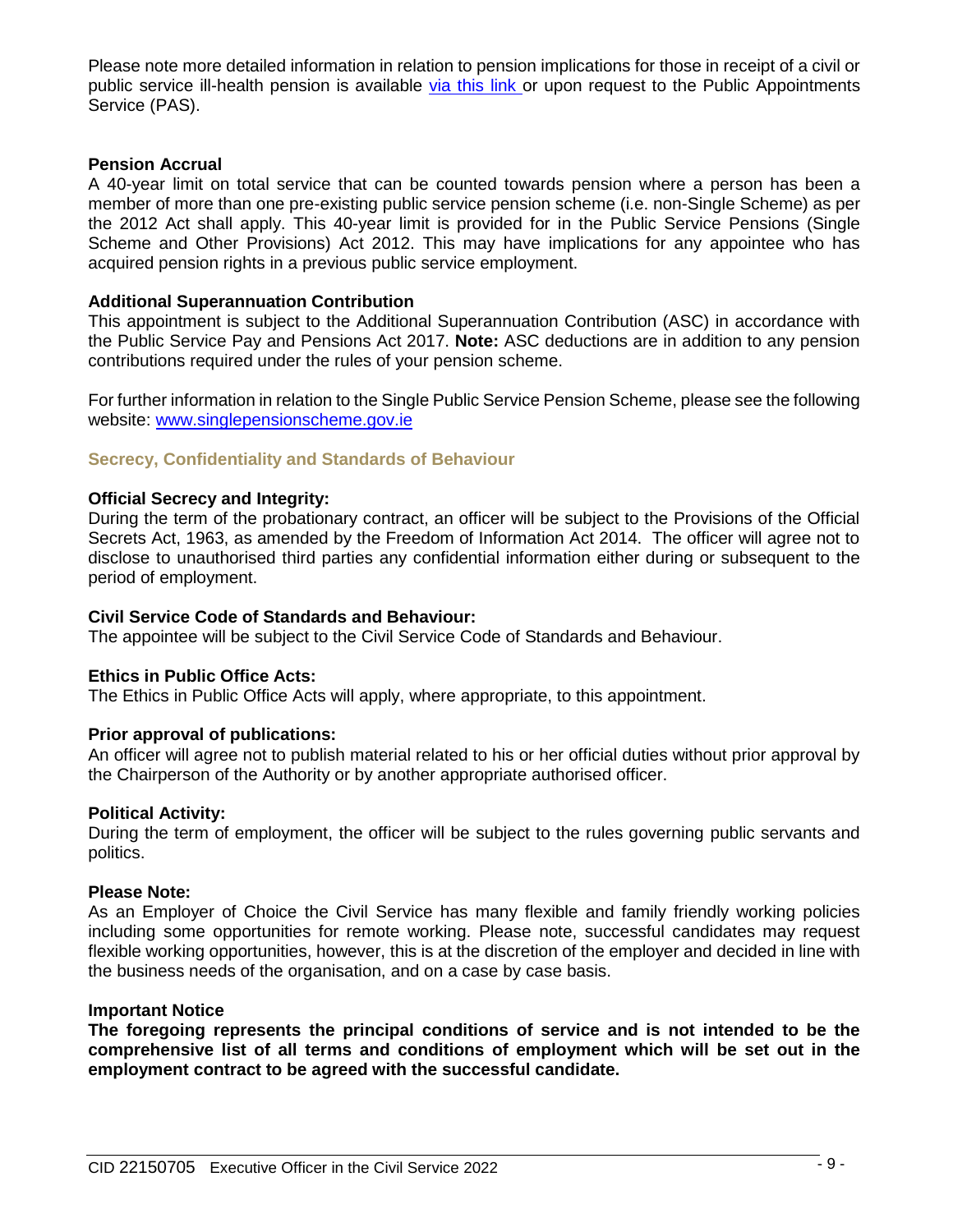Please note more detailed information in relation to pension implications for those in receipt of a civil or public service ill-health pension is available [via this link](#) or upon request to the Public Appointments Service (PAS).

**Pension Accrual**

A 40-year limit on total service that can be counted towards pension where a person has been a member of more than one pre-existing public service pension scheme (i.e. non-Single Scheme) as per the 2012 Act shall apply. This 40-year limit is provided for in the Public Service Pensions (Single Scheme and Other Provisions) Act 2012. This may have implications for any appointee who has acquired pension rights in a previous public service employment.

**Additional Superannuation Contribution**

This appointment is subject to the Additional Superannuation Contribution (ASC) in accordance with the Public Service Pay and Pensions Act 2017. **Note:** ASC deductions are in addition to any pension contributions required under the rules of your pension scheme.

For further information in relation to the Single Public Service Pension Scheme, please see the following website: [www.singlepensionscheme.gov.ie](http://www.singlepensionscheme.gov.ie)

## Secrecy, Confidentiality and Standards of Behaviour

**Official Secrecy and Integrity:**

During the term of the probationary contract, an officer will be subject to the Provisions of the Official Secrets Act, 1963, as amended by the Freedom of Information Act 2014. The officer will agree not to disclose to unauthorised third parties any confidential information either during or subsequent to the period of employment.

**Civil Service Code of Standards and Behaviour:**

The appointee will be subject to the Civil Service Code of Standards and Behaviour.

**Ethics in Public Office Acts:**

The Ethics in Public Office Acts will apply, where appropriate, to this appointment.

**Prior approval of publications:**

An officer will agree not to publish material related to his or her official duties without prior approval by the Chairperson of the Authority or by another appropriate authorised officer.

**Political Activity:**

During the term of employment, the officer will be subject to the rules governing public servants and politics.

**Please Note:**

As an Employer of Choice the Civil Service has many flexible and family friendly working policies including some opportunities for remote working. Please note, successful candidates may request flexible working opportunities, however, this is at the discretion of the employer and decided in line with the business needs of the organisation, and on a case by case basis.

**Important Notice**

**The foregoing represents the principal conditions of service and is not intended to be the comprehensive list of all terms and conditions of employment which will be set out in the employment contract to be agreed with the successful candidate.**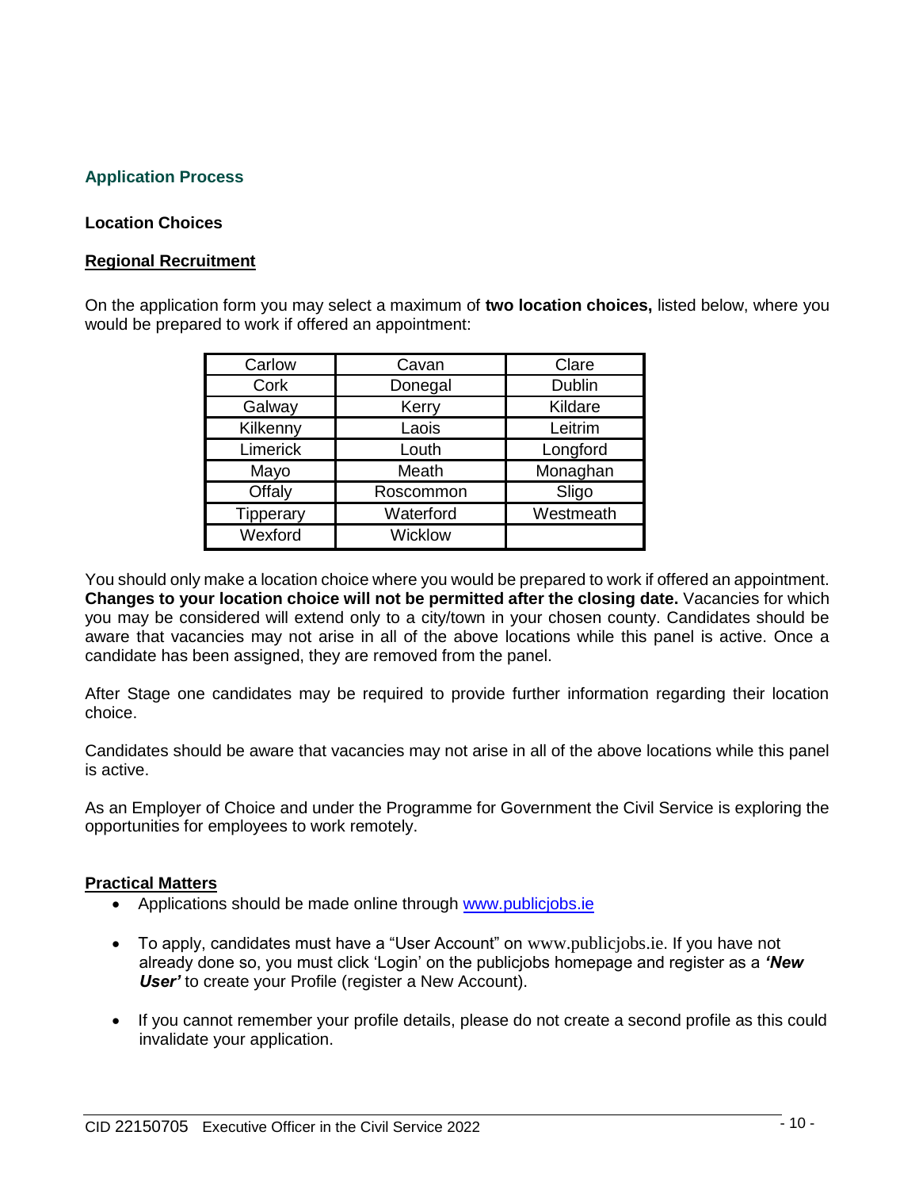## Application Process

### Location Choices

**Regional Recruitment**

On the application form you may select a maximum of **two location choices,** listed below, where you would be prepared to work if offered an appointment:

| | | |
|---|---|---|
| Carlow | Cavan | Clare |
| Cork | Donegal | Dublin |
| Galway | Kerry | Kildare |
| Kilkenny | Laois | Leitrim |
| Limerick | Louth | Longford |
| Mayo | Meath | Monaghan |
| Offaly | Roscommon | Sligo |
| Tipperary | Waterford | Westmeath |
| Wexford | Wicklow | |

You should only make a location choice where you would be prepared to work if offered an appointment. **Changes to your location choice will not be permitted after the closing date.** Vacancies for which you may be considered will extend only to a city/town in your chosen county. Candidates should be aware that vacancies may not arise in all of the above locations while this panel is active. Once a candidate has been assigned, they are removed from the panel.

After Stage one candidates may be required to provide further information regarding their location choice.

Candidates should be aware that vacancies may not arise in all of the above locations while this panel is active.

As an Employer of Choice and under the Programme for Government the Civil Service is exploring the opportunities for employees to work remotely.

**Practical Matters**

- Applications should be made online through www.publicjobs.ie
- To apply, candidates must have a "User Account" on www.publicjobs.ie. If you have not already done so, you must click 'Login' on the publicjobs homepage and register as a ***'New User'*** to create your Profile (register a New Account).
- If you cannot remember your profile details, please do not create a second profile as this could invalidate your application.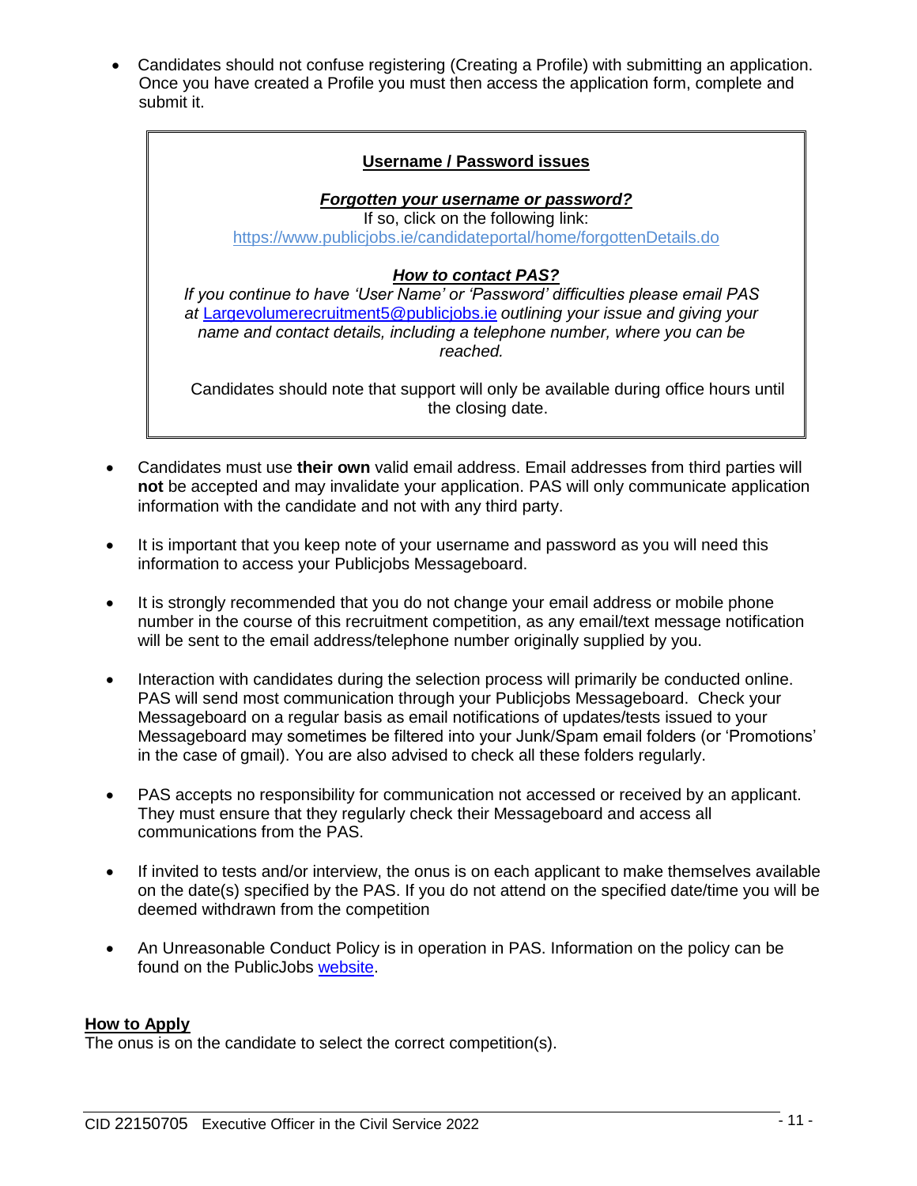- Candidates should not confuse registering (Creating a Profile) with submitting an application. Once you have created a Profile you must then access the application form, complete and submit it.

> **Username / Password issues**
>
> ***Forgotten your username or password?***
> If so, click on the following link:
> https://www.publicjobs.ie/candidateportal/home/forgottenDetails.do
>
> ***How to contact PAS?***
> *If you continue to have 'User Name' or 'Password' difficulties please email PAS at* Largevolumerecruitment5@publicjobs.ie *outlining your issue and giving your name and contact details, including a telephone number, where you can be reached.*
>
> Candidates should note that support will only be available during office hours until the closing date.

- Candidates must use **their own** valid email address. Email addresses from third parties will **not** be accepted and may invalidate your application. PAS will only communicate application information with the candidate and not with any third party.

- It is important that you keep note of your username and password as you will need this information to access your Publicjobs Messageboard.

- It is strongly recommended that you do not change your email address or mobile phone number in the course of this recruitment competition, as any email/text message notification will be sent to the email address/telephone number originally supplied by you.

- Interaction with candidates during the selection process will primarily be conducted online. PAS will send most communication through your Publicjobs Messageboard. Check your Messageboard on a regular basis as email notifications of updates/tests issued to your Messageboard may sometimes be filtered into your Junk/Spam email folders (or 'Promotions' in the case of gmail). You are also advised to check all these folders regularly.

- PAS accepts no responsibility for communication not accessed or received by an applicant. They must ensure that they regularly check their Messageboard and access all communications from the PAS.

- If invited to tests and/or interview, the onus is on each applicant to make themselves available on the date(s) specified by the PAS. If you do not attend on the specified date/time you will be deemed withdrawn from the competition

- An Unreasonable Conduct Policy is in operation in PAS. Information on the policy can be found on the PublicJobs website.

**How to Apply**

The onus is on the candidate to select the correct competition(s).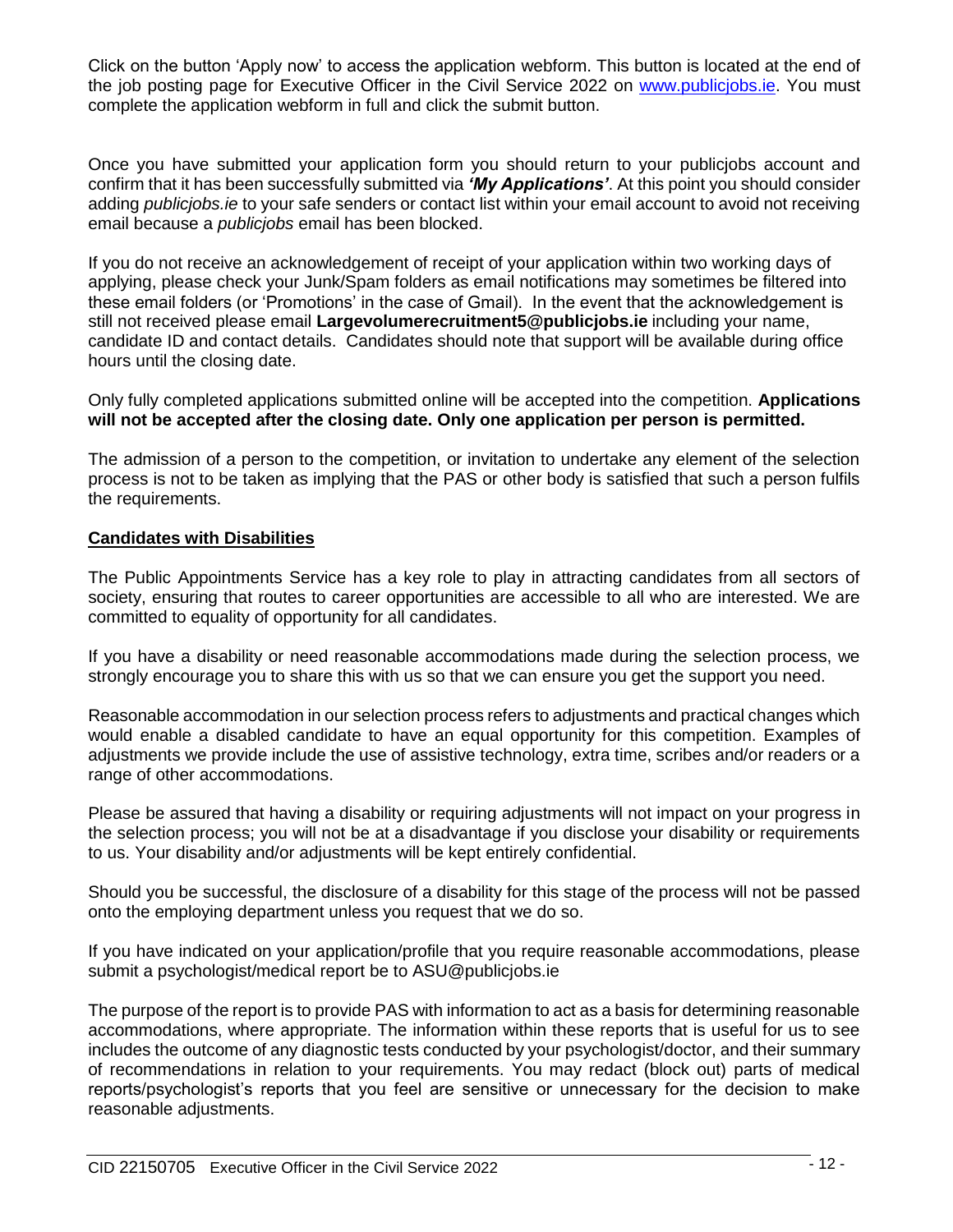Click on the button 'Apply now' to access the application webform. This button is located at the end of the job posting page for Executive Officer in the Civil Service 2022 on [www.publicjobs.ie](http://www.publicjobs.ie). You must complete the application webform in full and click the submit button.

Once you have submitted your application form you should return to your publicjobs account and confirm that it has been successfully submitted via ***'My Applications'***. At this point you should consider adding *publicjobs.ie* to your safe senders or contact list within your email account to avoid not receiving email because a *publicjobs* email has been blocked.

If you do not receive an acknowledgement of receipt of your application within two working days of applying, please check your Junk/Spam folders as email notifications may sometimes be filtered into these email folders (or 'Promotions' in the case of Gmail). In the event that the acknowledgement is still not received please email **Largevolumerecruitment5@publicjobs.ie** including your name, candidate ID and contact details. Candidates should note that support will be available during office hours until the closing date.

Only fully completed applications submitted online will be accepted into the competition. **Applications will not be accepted after the closing date. Only one application per person is permitted.**

The admission of a person to the competition, or invitation to undertake any element of the selection process is not to be taken as implying that the PAS or other body is satisfied that such a person fulfils the requirements.

## Candidates with Disabilities

The Public Appointments Service has a key role to play in attracting candidates from all sectors of society, ensuring that routes to career opportunities are accessible to all who are interested. We are committed to equality of opportunity for all candidates.

If you have a disability or need reasonable accommodations made during the selection process, we strongly encourage you to share this with us so that we can ensure you get the support you need.

Reasonable accommodation in our selection process refers to adjustments and practical changes which would enable a disabled candidate to have an equal opportunity for this competition. Examples of adjustments we provide include the use of assistive technology, extra time, scribes and/or readers or a range of other accommodations.

Please be assured that having a disability or requiring adjustments will not impact on your progress in the selection process; you will not be at a disadvantage if you disclose your disability or requirements to us. Your disability and/or adjustments will be kept entirely confidential.

Should you be successful, the disclosure of a disability for this stage of the process will not be passed onto the employing department unless you request that we do so.

If you have indicated on your application/profile that you require reasonable accommodations, please submit a psychologist/medical report be to ASU@publicjobs.ie

The purpose of the report is to provide PAS with information to act as a basis for determining reasonable accommodations, where appropriate. The information within these reports that is useful for us to see includes the outcome of any diagnostic tests conducted by your psychologist/doctor, and their summary of recommendations in relation to your requirements. You may redact (block out) parts of medical reports/psychologist's reports that you feel are sensitive or unnecessary for the decision to make reasonable adjustments.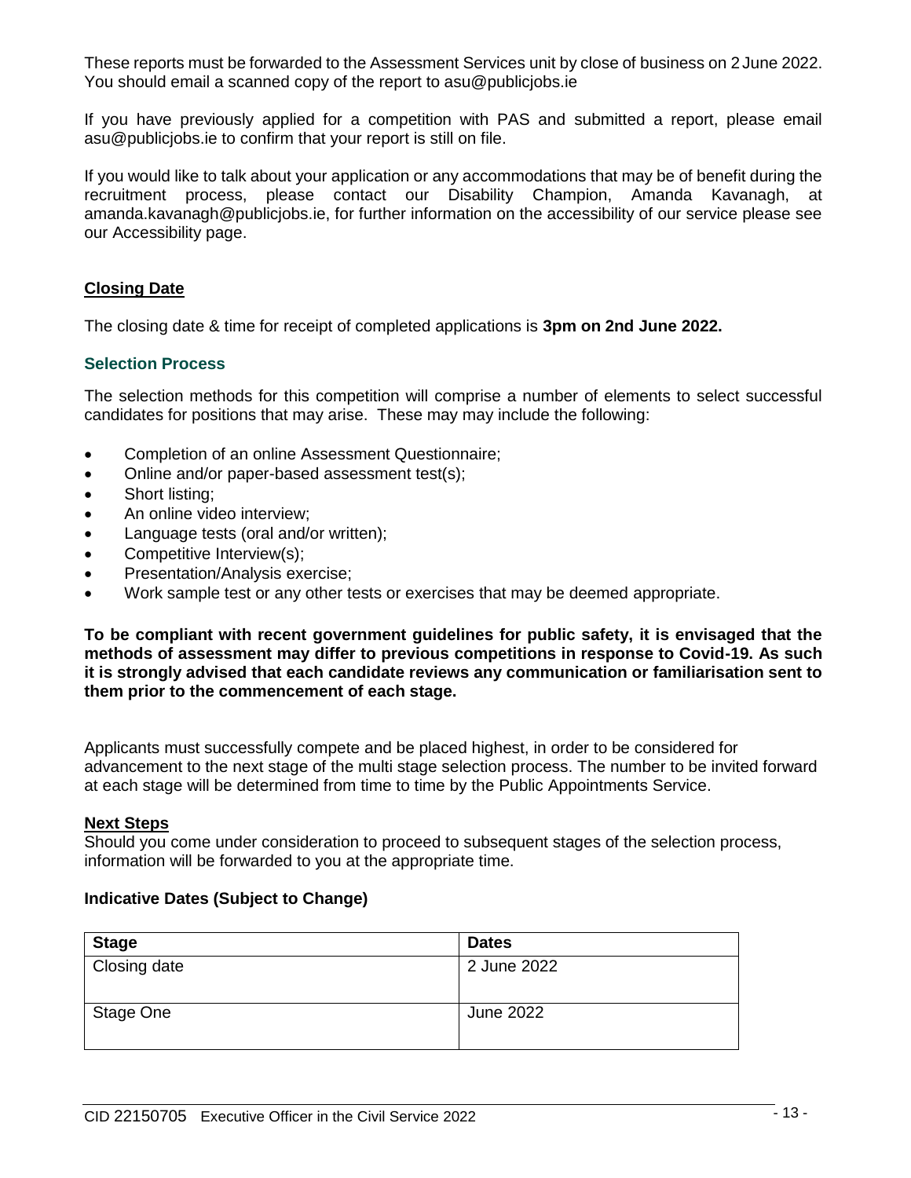These reports must be forwarded to the Assessment Services unit by close of business on 2 June 2022. You should email a scanned copy of the report to asu@publicjobs.ie

If you have previously applied for a competition with PAS and submitted a report, please email asu@publicjobs.ie to confirm that your report is still on file.

If you would like to talk about your application or any accommodations that may be of benefit during the recruitment process, please contact our Disability Champion, Amanda Kavanagh, at amanda.kavanagh@publicjobs.ie, for further information on the accessibility of our service please see our Accessibility page.

## Closing Date

The closing date & time for receipt of completed applications is **3pm on 2nd June 2022.**

## Selection Process

The selection methods for this competition will comprise a number of elements to select successful candidates for positions that may arise. These may may include the following:

- Completion of an online Assessment Questionnaire;
- Online and/or paper-based assessment test(s);
- Short listing;
- An online video interview;
- Language tests (oral and/or written);
- Competitive Interview(s);
- Presentation/Analysis exercise;
- Work sample test or any other tests or exercises that may be deemed appropriate.

**To be compliant with recent government guidelines for public safety, it is envisaged that the methods of assessment may differ to previous competitions in response to Covid-19. As such it is strongly advised that each candidate reviews any communication or familiarisation sent to them prior to the commencement of each stage.**

Applicants must successfully compete and be placed highest, in order to be considered for advancement to the next stage of the multi stage selection process. The number to be invited forward at each stage will be determined from time to time by the Public Appointments Service.

## Next Steps

Should you come under consideration to proceed to subsequent stages of the selection process, information will be forwarded to you at the appropriate time.

### Indicative Dates (Subject to Change)

| Stage | Dates |
|---|---|
| Closing date | 2 June 2022 |
| Stage One | June 2022 |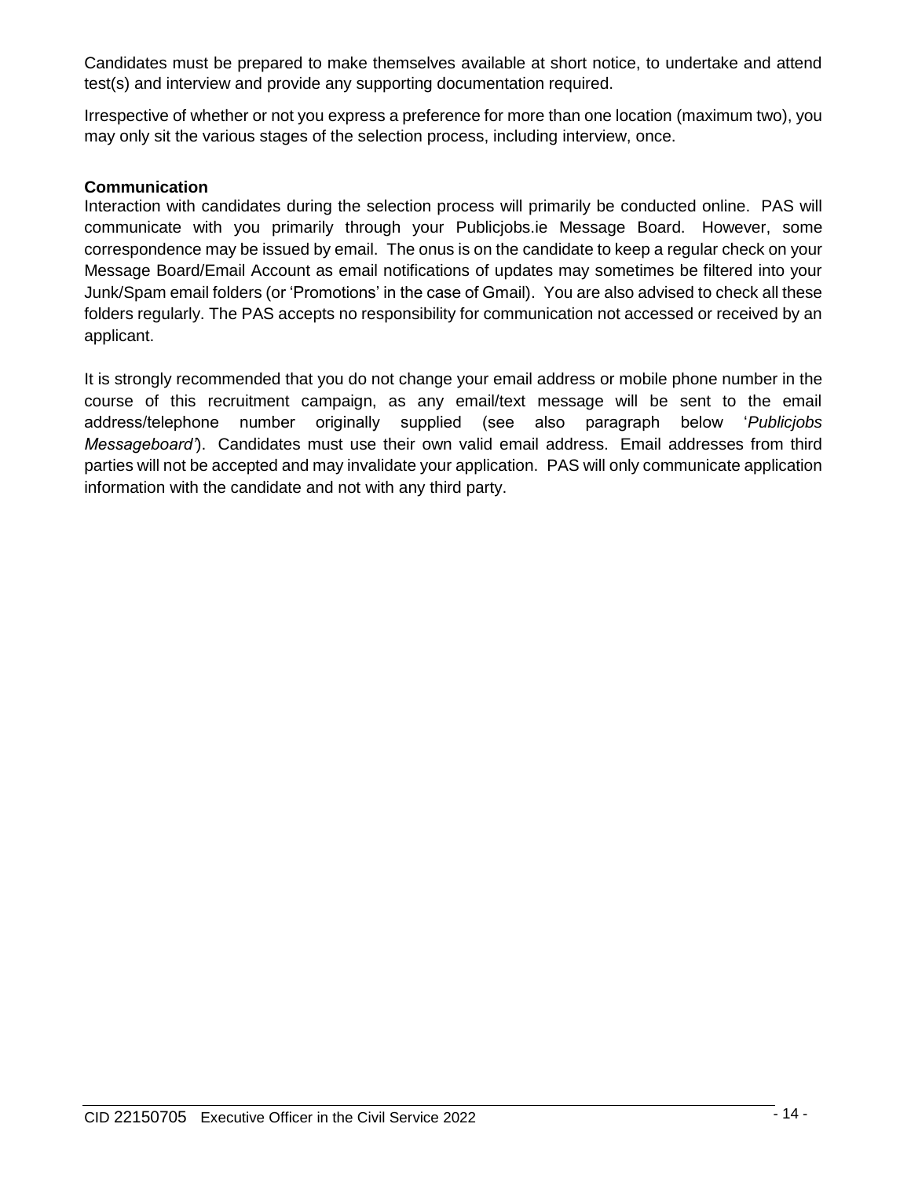Candidates must be prepared to make themselves available at short notice, to undertake and attend test(s) and interview and provide any supporting documentation required.

Irrespective of whether or not you express a preference for more than one location (maximum two), you may only sit the various stages of the selection process, including interview, once.

**Communication**

Interaction with candidates during the selection process will primarily be conducted online. PAS will communicate with you primarily through your Publicjobs.ie Message Board. However, some correspondence may be issued by email. The onus is on the candidate to keep a regular check on your Message Board/Email Account as email notifications of updates may sometimes be filtered into your Junk/Spam email folders (or 'Promotions' in the case of Gmail). You are also advised to check all these folders regularly. The PAS accepts no responsibility for communication not accessed or received by an applicant.

It is strongly recommended that you do not change your email address or mobile phone number in the course of this recruitment campaign, as any email/text message will be sent to the email address/telephone number originally supplied (see also paragraph below '*Publicjobs Messageboard*'). Candidates must use their own valid email address. Email addresses from third parties will not be accepted and may invalidate your application. PAS will only communicate application information with the candidate and not with any third party.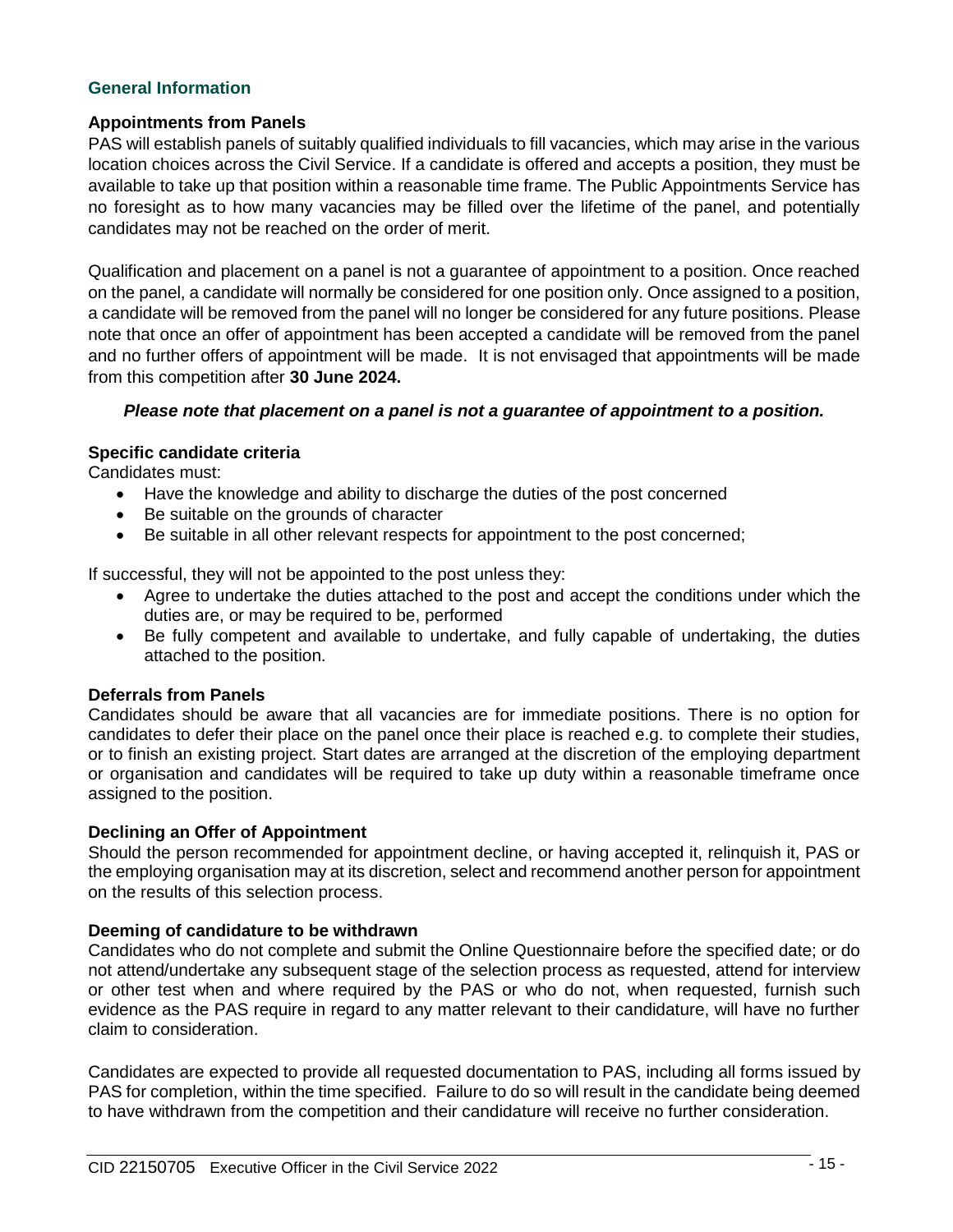## General Information

### Appointments from Panels

PAS will establish panels of suitably qualified individuals to fill vacancies, which may arise in the various location choices across the Civil Service. If a candidate is offered and accepts a position, they must be available to take up that position within a reasonable time frame. The Public Appointments Service has no foresight as to how many vacancies may be filled over the lifetime of the panel, and potentially candidates may not be reached on the order of merit.

Qualification and placement on a panel is not a guarantee of appointment to a position. Once reached on the panel, a candidate will normally be considered for one position only. Once assigned to a position, a candidate will be removed from the panel will no longer be considered for any future positions. Please note that once an offer of appointment has been accepted a candidate will be removed from the panel and no further offers of appointment will be made. It is not envisaged that appointments will be made from this competition after **30 June 2024.**

***Please note that placement on a panel is not a guarantee of appointment to a position.***

### Specific candidate criteria

Candidates must:

- Have the knowledge and ability to discharge the duties of the post concerned
- Be suitable on the grounds of character
- Be suitable in all other relevant respects for appointment to the post concerned;

If successful, they will not be appointed to the post unless they:

- Agree to undertake the duties attached to the post and accept the conditions under which the duties are, or may be required to be, performed
- Be fully competent and available to undertake, and fully capable of undertaking, the duties attached to the position.

### Deferrals from Panels

Candidates should be aware that all vacancies are for immediate positions. There is no option for candidates to defer their place on the panel once their place is reached e.g. to complete their studies, or to finish an existing project. Start dates are arranged at the discretion of the employing department or organisation and candidates will be required to take up duty within a reasonable timeframe once assigned to the position.

### Declining an Offer of Appointment

Should the person recommended for appointment decline, or having accepted it, relinquish it, PAS or the employing organisation may at its discretion, select and recommend another person for appointment on the results of this selection process.

### Deeming of candidature to be withdrawn

Candidates who do not complete and submit the Online Questionnaire before the specified date; or do not attend/undertake any subsequent stage of the selection process as requested, attend for interview or other test when and where required by the PAS or who do not, when requested, furnish such evidence as the PAS require in regard to any matter relevant to their candidature, will have no further claim to consideration.

Candidates are expected to provide all requested documentation to PAS, including all forms issued by PAS for completion, within the time specified. Failure to do so will result in the candidate being deemed to have withdrawn from the competition and their candidature will receive no further consideration.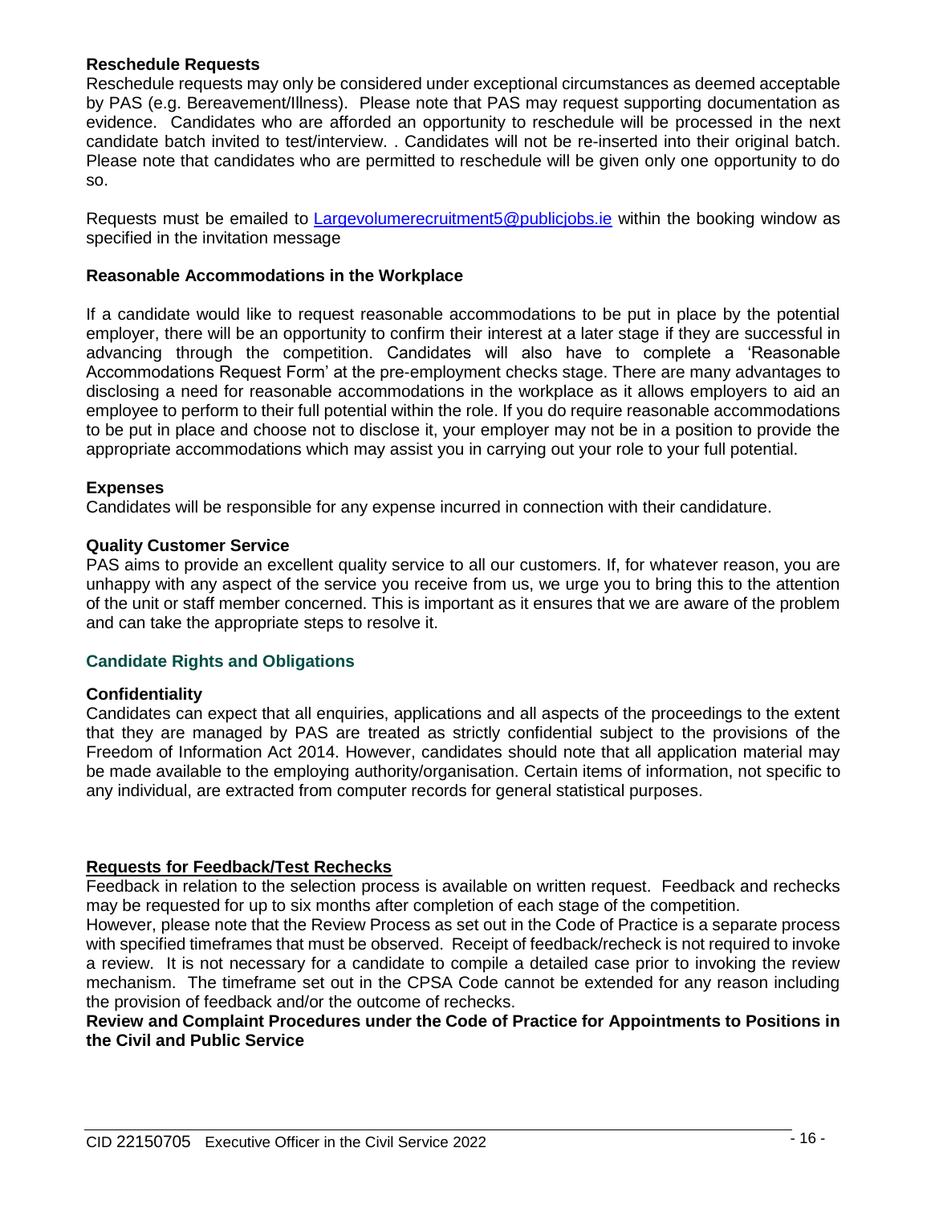**Reschedule Requests**

Reschedule requests may only be considered under exceptional circumstances as deemed acceptable by PAS (e.g. Bereavement/Illness). Please note that PAS may request supporting documentation as evidence. Candidates who are afforded an opportunity to reschedule will be processed in the next candidate batch invited to test/interview. . Candidates will not be re-inserted into their original batch. Please note that candidates who are permitted to reschedule will be given only one opportunity to do so.

Requests must be emailed to Largevolumerecruitment5@publicjobs.ie within the booking window as specified in the invitation message

**Reasonable Accommodations in the Workplace**

If a candidate would like to request reasonable accommodations to be put in place by the potential employer, there will be an opportunity to confirm their interest at a later stage if they are successful in advancing through the competition. Candidates will also have to complete a 'Reasonable Accommodations Request Form' at the pre-employment checks stage. There are many advantages to disclosing a need for reasonable accommodations in the workplace as it allows employers to aid an employee to perform to their full potential within the role. If you do require reasonable accommodations to be put in place and choose not to disclose it, your employer may not be in a position to provide the appropriate accommodations which may assist you in carrying out your role to your full potential.

**Expenses**

Candidates will be responsible for any expense incurred in connection with their candidature.

**Quality Customer Service**

PAS aims to provide an excellent quality service to all our customers. If, for whatever reason, you are unhappy with any aspect of the service you receive from us, we urge you to bring this to the attention of the unit or staff member concerned. This is important as it ensures that we are aware of the problem and can take the appropriate steps to resolve it.

## Candidate Rights and Obligations

**Confidentiality**

Candidates can expect that all enquiries, applications and all aspects of the proceedings to the extent that they are managed by PAS are treated as strictly confidential subject to the provisions of the Freedom of Information Act 2014. However, candidates should note that all application material may be made available to the employing authority/organisation. Certain items of information, not specific to any individual, are extracted from computer records for general statistical purposes.

**Requests for Feedback/Test Rechecks**

Feedback in relation to the selection process is available on written request. Feedback and rechecks may be requested for up to six months after completion of each stage of the competition.

However, please note that the Review Process as set out in the Code of Practice is a separate process with specified timeframes that must be observed. Receipt of feedback/recheck is not required to invoke a review. It is not necessary for a candidate to compile a detailed case prior to invoking the review mechanism. The timeframe set out in the CPSA Code cannot be extended for any reason including the provision of feedback and/or the outcome of rechecks.

**Review and Complaint Procedures under the Code of Practice for Appointments to Positions in the Civil and Public Service**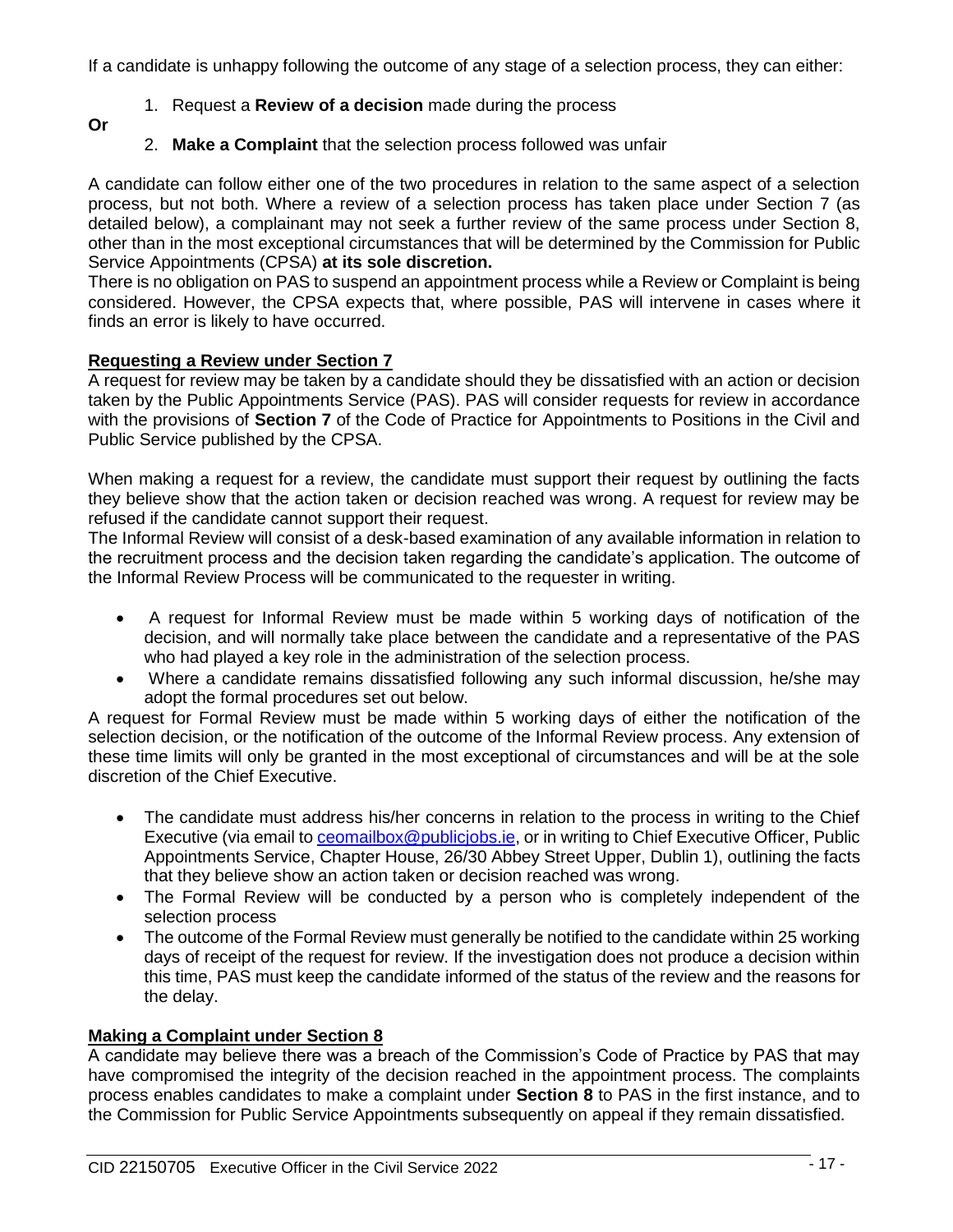If a candidate is unhappy following the outcome of any stage of a selection process, they can either:

1. Request a **Review of a decision** made during the process

**Or**

2. **Make a Complaint** that the selection process followed was unfair

A candidate can follow either one of the two procedures in relation to the same aspect of a selection process, but not both. Where a review of a selection process has taken place under Section 7 (as detailed below), a complainant may not seek a further review of the same process under Section 8, other than in the most exceptional circumstances that will be determined by the Commission for Public Service Appointments (CPSA) **at its sole discretion.**

There is no obligation on PAS to suspend an appointment process while a Review or Complaint is being considered. However, the CPSA expects that, where possible, PAS will intervene in cases where it finds an error is likely to have occurred.

**Requesting a Review under Section 7**

A request for review may be taken by a candidate should they be dissatisfied with an action or decision taken by the Public Appointments Service (PAS). PAS will consider requests for review in accordance with the provisions of **Section 7** of the Code of Practice for Appointments to Positions in the Civil and Public Service published by the CPSA.

When making a request for a review, the candidate must support their request by outlining the facts they believe show that the action taken or decision reached was wrong. A request for review may be refused if the candidate cannot support their request.

The Informal Review will consist of a desk-based examination of any available information in relation to the recruitment process and the decision taken regarding the candidate's application. The outcome of the Informal Review Process will be communicated to the requester in writing.

- A request for Informal Review must be made within 5 working days of notification of the decision, and will normally take place between the candidate and a representative of the PAS who had played a key role in the administration of the selection process.
- Where a candidate remains dissatisfied following any such informal discussion, he/she may adopt the formal procedures set out below.

A request for Formal Review must be made within 5 working days of either the notification of the selection decision, or the notification of the outcome of the Informal Review process. Any extension of these time limits will only be granted in the most exceptional of circumstances and will be at the sole discretion of the Chief Executive.

- The candidate must address his/her concerns in relation to the process in writing to the Chief Executive (via email to ceomailbox@publicjobs.ie, or in writing to Chief Executive Officer, Public Appointments Service, Chapter House, 26/30 Abbey Street Upper, Dublin 1), outlining the facts that they believe show an action taken or decision reached was wrong.
- The Formal Review will be conducted by a person who is completely independent of the selection process
- The outcome of the Formal Review must generally be notified to the candidate within 25 working days of receipt of the request for review. If the investigation does not produce a decision within this time, PAS must keep the candidate informed of the status of the review and the reasons for the delay.

**Making a Complaint under Section 8**

A candidate may believe there was a breach of the Commission's Code of Practice by PAS that may have compromised the integrity of the decision reached in the appointment process. The complaints process enables candidates to make a complaint under **Section 8** to PAS in the first instance, and to the Commission for Public Service Appointments subsequently on appeal if they remain dissatisfied.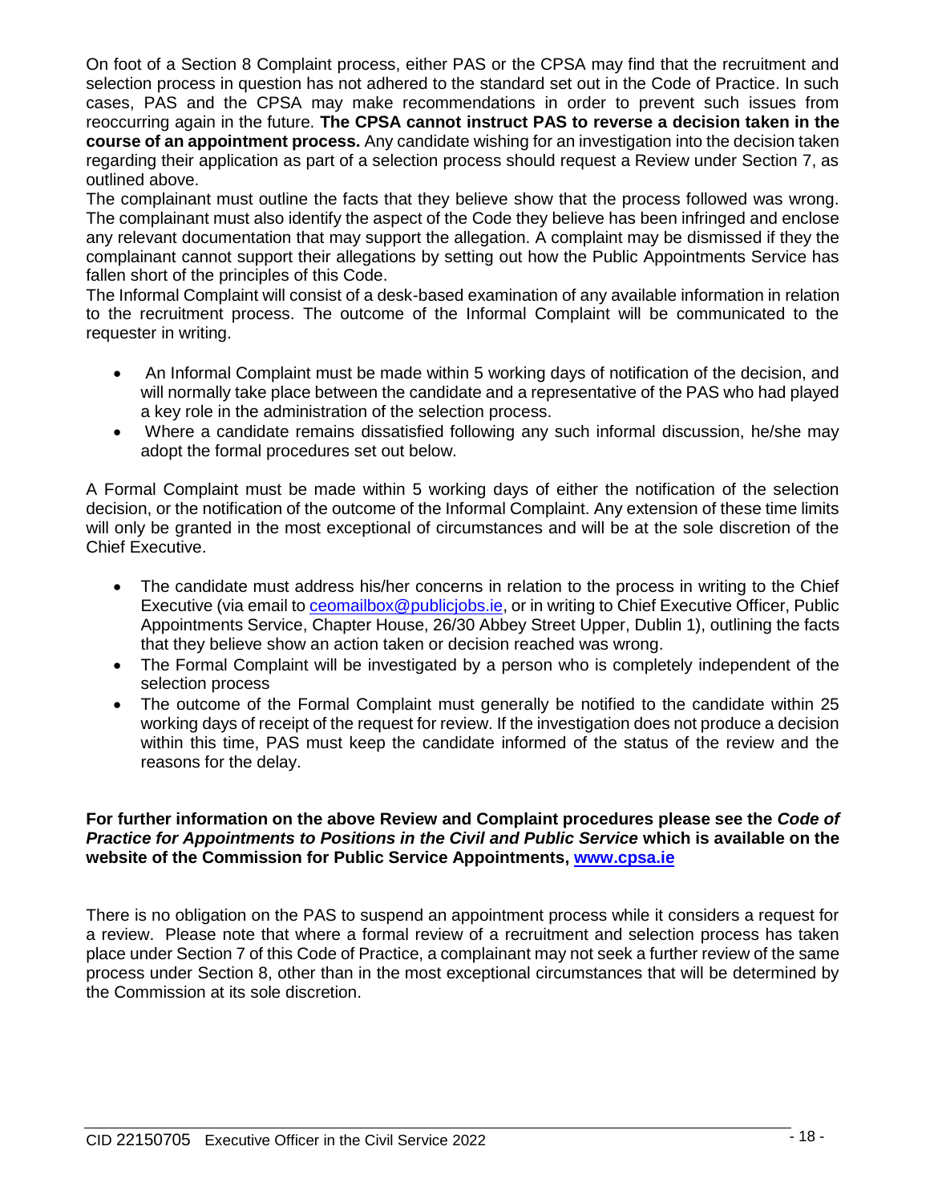On foot of a Section 8 Complaint process, either PAS or the CPSA may find that the recruitment and selection process in question has not adhered to the standard set out in the Code of Practice. In such cases, PAS and the CPSA may make recommendations in order to prevent such issues from reoccurring again in the future. **The CPSA cannot instruct PAS to reverse a decision taken in the course of an appointment process.** Any candidate wishing for an investigation into the decision taken regarding their application as part of a selection process should request a Review under Section 7, as outlined above.

The complainant must outline the facts that they believe show that the process followed was wrong. The complainant must also identify the aspect of the Code they believe has been infringed and enclose any relevant documentation that may support the allegation. A complaint may be dismissed if they the complainant cannot support their allegations by setting out how the Public Appointments Service has fallen short of the principles of this Code.

The Informal Complaint will consist of a desk-based examination of any available information in relation to the recruitment process. The outcome of the Informal Complaint will be communicated to the requester in writing.

- An Informal Complaint must be made within 5 working days of notification of the decision, and will normally take place between the candidate and a representative of the PAS who had played a key role in the administration of the selection process.
- Where a candidate remains dissatisfied following any such informal discussion, he/she may adopt the formal procedures set out below.

A Formal Complaint must be made within 5 working days of either the notification of the selection decision, or the notification of the outcome of the Informal Complaint. Any extension of these time limits will only be granted in the most exceptional of circumstances and will be at the sole discretion of the Chief Executive.

- The candidate must address his/her concerns in relation to the process in writing to the Chief Executive (via email to ceomailbox@publicjobs.ie, or in writing to Chief Executive Officer, Public Appointments Service, Chapter House, 26/30 Abbey Street Upper, Dublin 1), outlining the facts that they believe show an action taken or decision reached was wrong.
- The Formal Complaint will be investigated by a person who is completely independent of the selection process
- The outcome of the Formal Complaint must generally be notified to the candidate within 25 working days of receipt of the request for review. If the investigation does not produce a decision within this time, PAS must keep the candidate informed of the status of the review and the reasons for the delay.

**For further information on the above Review and Complaint procedures please see the *Code of Practice for Appointments to Positions in the Civil and Public Service* which is available on the website of the Commission for Public Service Appointments, www.cpsa.ie**

There is no obligation on the PAS to suspend an appointment process while it considers a request for a review. Please note that where a formal review of a recruitment and selection process has taken place under Section 7 of this Code of Practice, a complainant may not seek a further review of the same process under Section 8, other than in the most exceptional circumstances that will be determined by the Commission at its sole discretion.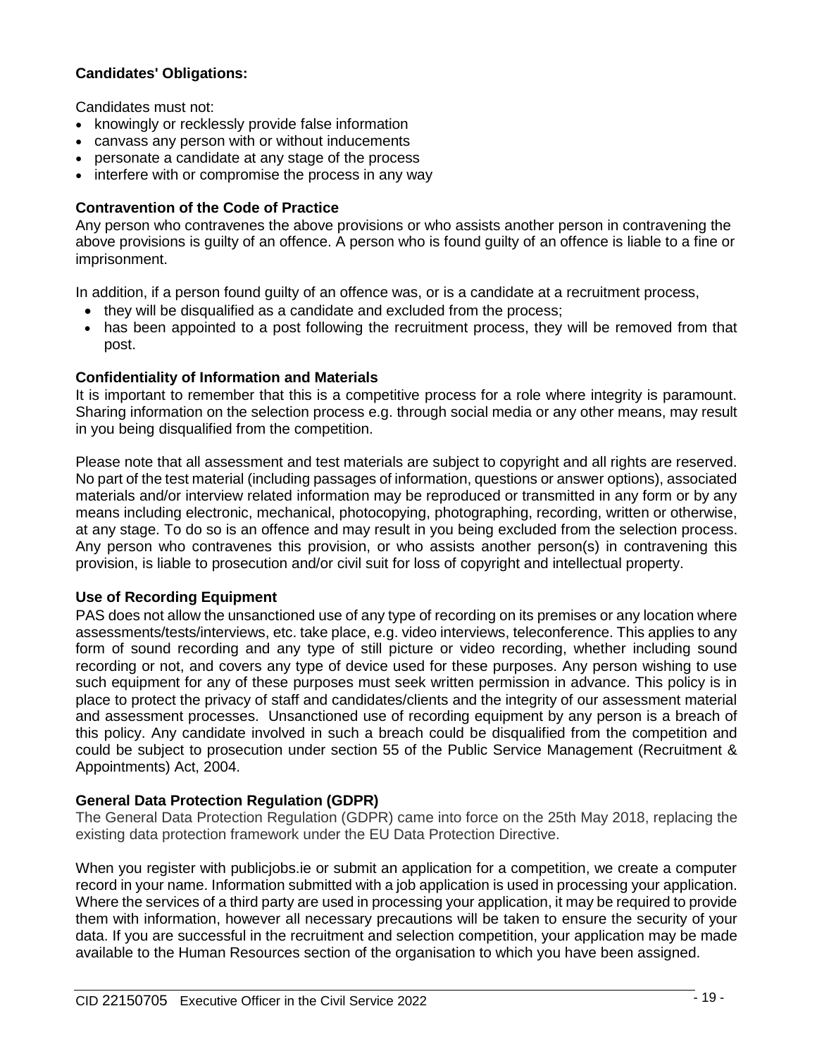**Candidates' Obligations:**

Candidates must not:

- knowingly or recklessly provide false information
- canvass any person with or without inducements
- personate a candidate at any stage of the process
- interfere with or compromise the process in any way

**Contravention of the Code of Practice**

Any person who contravenes the above provisions or who assists another person in contravening the above provisions is guilty of an offence. A person who is found guilty of an offence is liable to a fine or imprisonment.

In addition, if a person found guilty of an offence was, or is a candidate at a recruitment process,

- they will be disqualified as a candidate and excluded from the process;
- has been appointed to a post following the recruitment process, they will be removed from that post.

**Confidentiality of Information and Materials**

It is important to remember that this is a competitive process for a role where integrity is paramount. Sharing information on the selection process e.g. through social media or any other means, may result in you being disqualified from the competition.

Please note that all assessment and test materials are subject to copyright and all rights are reserved. No part of the test material (including passages of information, questions or answer options), associated materials and/or interview related information may be reproduced or transmitted in any form or by any means including electronic, mechanical, photocopying, photographing, recording, written or otherwise, at any stage. To do so is an offence and may result in you being excluded from the selection process. Any person who contravenes this provision, or who assists another person(s) in contravening this provision, is liable to prosecution and/or civil suit for loss of copyright and intellectual property.

**Use of Recording Equipment**

PAS does not allow the unsanctioned use of any type of recording on its premises or any location where assessments/tests/interviews, etc. take place, e.g. video interviews, teleconference. This applies to any form of sound recording and any type of still picture or video recording, whether including sound recording or not, and covers any type of device used for these purposes. Any person wishing to use such equipment for any of these purposes must seek written permission in advance. This policy is in place to protect the privacy of staff and candidates/clients and the integrity of our assessment material and assessment processes. Unsanctioned use of recording equipment by any person is a breach of this policy. Any candidate involved in such a breach could be disqualified from the competition and could be subject to prosecution under section 55 of the Public Service Management (Recruitment & Appointments) Act, 2004.

**General Data Protection Regulation (GDPR)**

The General Data Protection Regulation (GDPR) came into force on the 25th May 2018, replacing the existing data protection framework under the EU Data Protection Directive.

When you register with publicjobs.ie or submit an application for a competition, we create a computer record in your name. Information submitted with a job application is used in processing your application. Where the services of a third party are used in processing your application, it may be required to provide them with information, however all necessary precautions will be taken to ensure the security of your data. If you are successful in the recruitment and selection competition, your application may be made available to the Human Resources section of the organisation to which you have been assigned.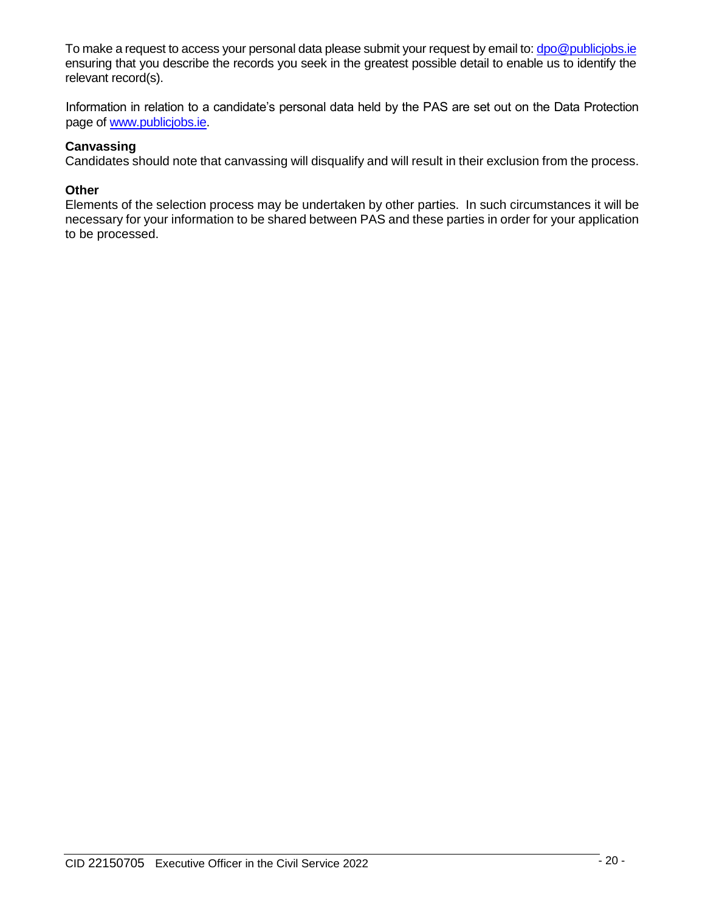To make a request to access your personal data please submit your request by email to: dpo@publicjobs.ie ensuring that you describe the records you seek in the greatest possible detail to enable us to identify the relevant record(s).

Information in relation to a candidate's personal data held by the PAS are set out on the Data Protection page of www.publicjobs.ie.

**Canvassing**
Candidates should note that canvassing will disqualify and will result in their exclusion from the process.

**Other**
Elements of the selection process may be undertaken by other parties. In such circumstances it will be necessary for your information to be shared between PAS and these parties in order for your application to be processed.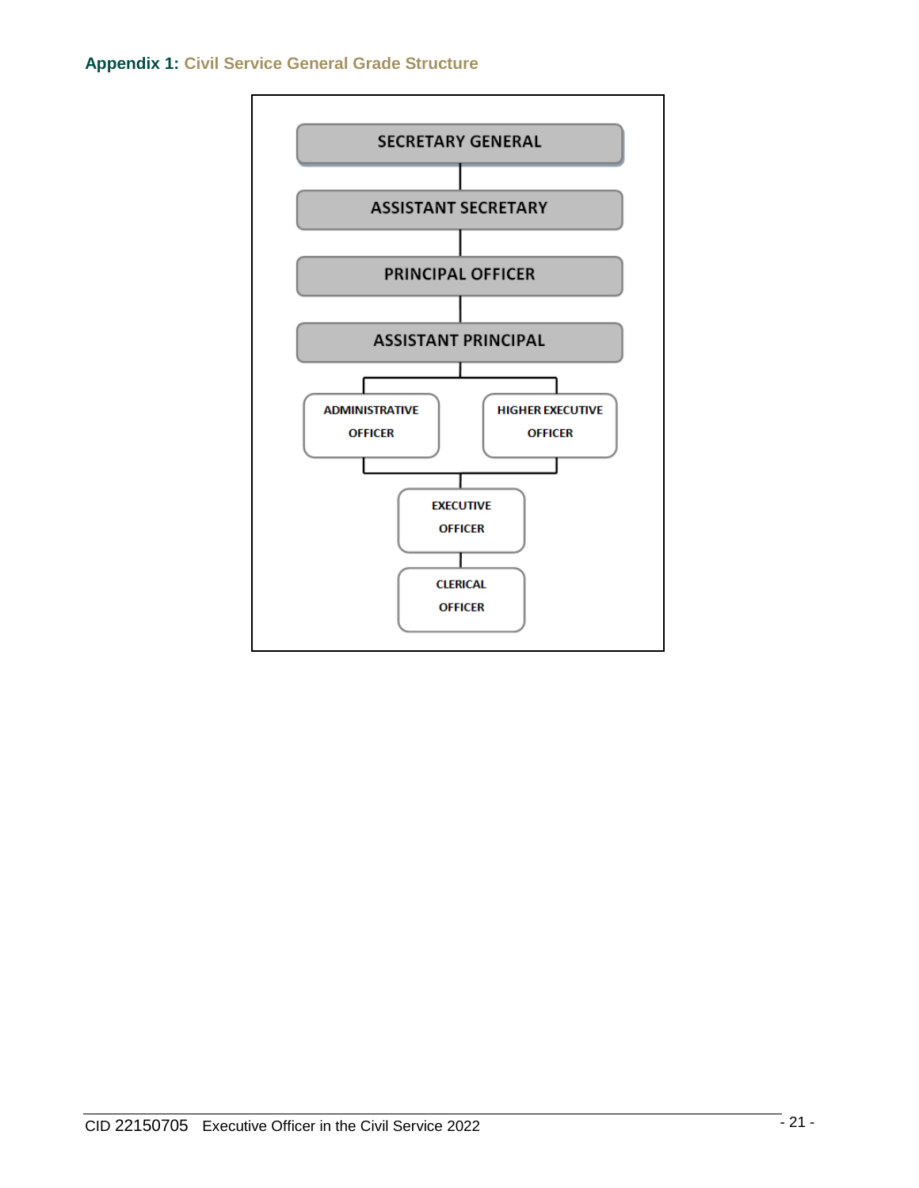## Appendix 1: Civil Service General Grade Structure

- SECRETARY GENERAL
- ASSISTANT SECRETARY
- PRINCIPAL OFFICER
- ASSISTANT PRINCIPAL
- ADMINISTRATIVE OFFICER / HIGHER EXECUTIVE OFFICER
- EXECUTIVE OFFICER
- CLERICAL OFFICER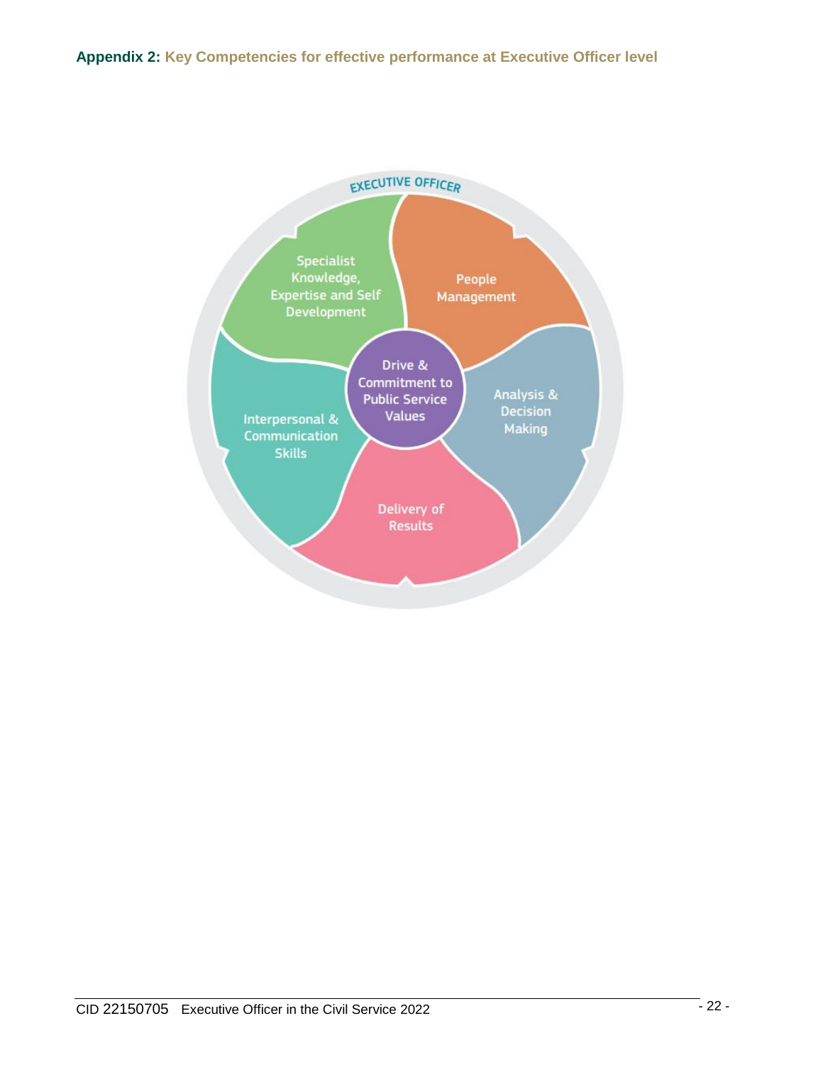## Appendix 2: Key Competencies for effective performance at Executive Officer level

EXECUTIVE OFFICER

- Drive & Commitment to Public Service Values
- Specialist Knowledge, Expertise and Self Development
- People Management
- Analysis & Decision Making
- Delivery of Results
- Interpersonal & Communication Skills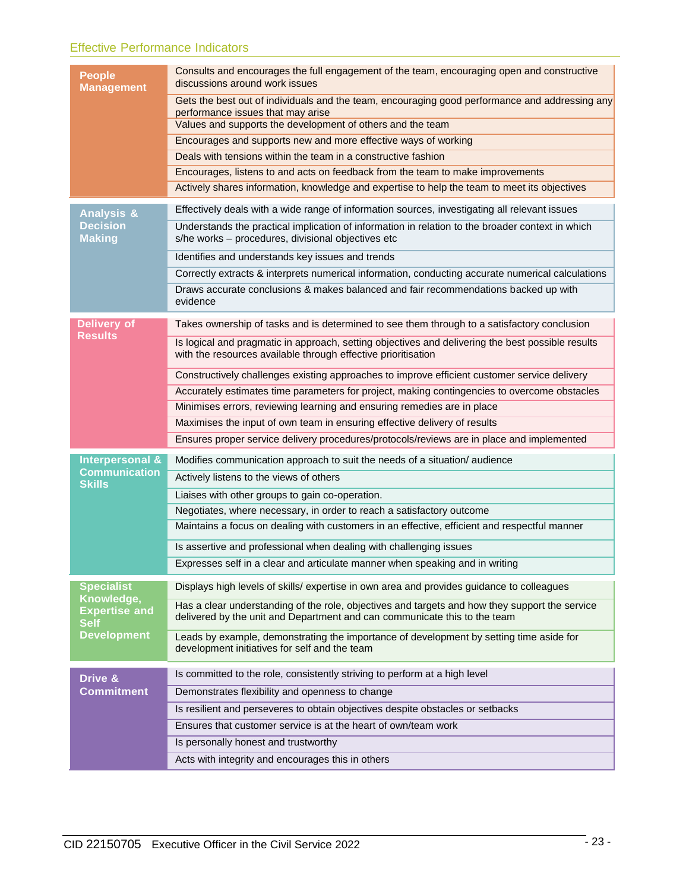## Effective Performance Indicators

| | |
|---|---|
| **People Management** | Consults and encourages the full engagement of the team, encouraging open and constructive discussions around work issues |
| | Gets the best out of individuals and the team, encouraging good performance and addressing any performance issues that may arise |
| | Values and supports the development of others and the team |
| | Encourages and supports new and more effective ways of working |
| | Deals with tensions within the team in a constructive fashion |
| | Encourages, listens to and acts on feedback from the team to make improvements |
| | Actively shares information, knowledge and expertise to help the team to meet its objectives |
| **Analysis & Decision Making** | Effectively deals with a wide range of information sources, investigating all relevant issues |
| | Understands the practical implication of information in relation to the broader context in which s/he works – procedures, divisional objectives etc |
| | Identifies and understands key issues and trends |
| | Correctly extracts & interprets numerical information, conducting accurate numerical calculations |
| | Draws accurate conclusions & makes balanced and fair recommendations backed up with evidence |
| **Delivery of Results** | Takes ownership of tasks and is determined to see them through to a satisfactory conclusion |
| | Is logical and pragmatic in approach, setting objectives and delivering the best possible results with the resources available through effective prioritisation |
| | Constructively challenges existing approaches to improve efficient customer service delivery |
| | Accurately estimates time parameters for project, making contingencies to overcome obstacles |
| | Minimises errors, reviewing learning and ensuring remedies are in place |
| | Maximises the input of own team in ensuring effective delivery of results |
| | Ensures proper service delivery procedures/protocols/reviews are in place and implemented |
| **Interpersonal & Communication Skills** | Modifies communication approach to suit the needs of a situation/ audience |
| | Actively listens to the views of others |
| | Liaises with other groups to gain co-operation. |
| | Negotiates, where necessary, in order to reach a satisfactory outcome |
| | Maintains a focus on dealing with customers in an effective, efficient and respectful manner |
| | Is assertive and professional when dealing with challenging issues |
| | Expresses self in a clear and articulate manner when speaking and in writing |
| **Specialist Knowledge, Expertise and Self Development** | Displays high levels of skills/ expertise in own area and provides guidance to colleagues |
| | Has a clear understanding of the role, objectives and targets and how they support the service delivered by the unit and Department and can communicate this to the team |
| | Leads by example, demonstrating the importance of development by setting time aside for development initiatives for self and the team |
| **Drive & Commitment** | Is committed to the role, consistently striving to perform at a high level |
| | Demonstrates flexibility and openness to change |
| | Is resilient and perseveres to obtain objectives despite obstacles or setbacks |
| | Ensures that customer service is at the heart of own/team work |
| | Is personally honest and trustworthy |
| | Acts with integrity and encourages this in others |